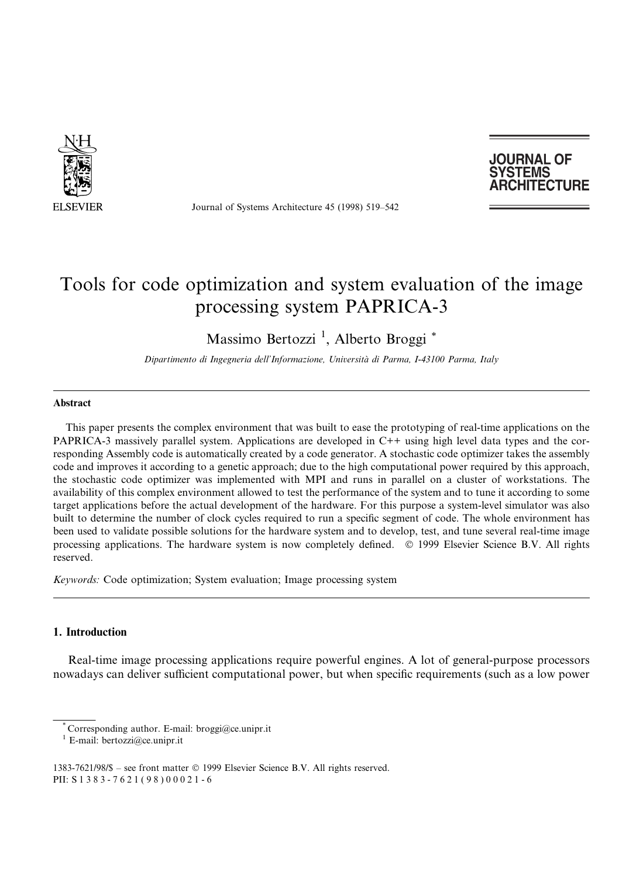# Tools for code optimization and system evaluation of the image processing system PAPRICA-3

Massimo Bertozzi [1], Alberto Broggi [*]

*Dipartimento di Ingegneria dell'Informazione, Università di Parma, I-43100 Parma, Italy*

---

**Abstract**

This paper presents the complex environment that was built to ease the prototyping of real-time applications on the PAPRICA-3 massively parallel system. Applications are developed in C++ using high level data types and the corresponding Assembly code is automatically created by a code generator. A stochastic code optimizer takes the assembly code and improves it according to a genetic approach; due to the high computational power required by this approach, the stochastic code optimizer was implemented with MPI and runs in parallel on a cluster of workstations. The availability of this complex environment allowed to test the performance of the system and to tune it according to some target applications before the actual development of the hardware. For this purpose a system-level simulator was also built to determine the number of clock cycles required to run a specific segment of code. The whole environment has been used to validate possible solutions for the hardware system and to develop, test, and tune several real-time image processing applications. The hardware system is now completely defined. © 1999 Elsevier Science B.V. All rights reserved.

*Keywords:* Code optimization; System evaluation; Image processing system

---

## 1. Introduction

Real-time image processing applications require powerful engines. A lot of general-purpose processors nowadays can deliver sufficient computational power, but when specific requirements (such as a low power

---

[*] Corresponding author. E-mail: broggi@ce.unipr.it

[1] E-mail: bertozzi@ce.unipr.it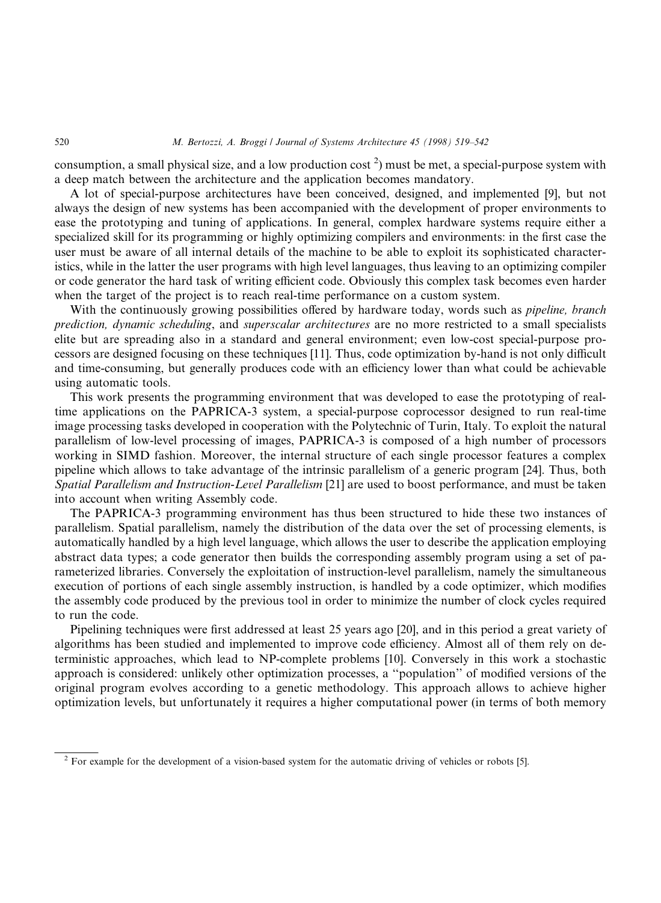consumption, a small physical size, and a low production cost [2]) must be met, a special-purpose system with a deep match between the architecture and the application becomes mandatory.

A lot of special-purpose architectures have been conceived, designed, and implemented [9], but not always the design of new systems has been accompanied with the development of proper environments to ease the prototyping and tuning of applications. In general, complex hardware systems require either a specialized skill for its programming or highly optimizing compilers and environments: in the first case the user must be aware of all internal details of the machine to be able to exploit its sophisticated characteristics, while in the latter the user programs with high level languages, thus leaving to an optimizing compiler or code generator the hard task of writing efficient code. Obviously this complex task becomes even harder when the target of the project is to reach real-time performance on a custom system.

With the continuously growing possibilities offered by hardware today, words such as *pipeline, branch prediction, dynamic scheduling*, and *superscalar architectures* are no more restricted to a small specialists elite but are spreading also in a standard and general environment; even low-cost special-purpose processors are designed focusing on these techniques [11]. Thus, code optimization by-hand is not only difficult and time-consuming, but generally produces code with an efficiency lower than what could be achievable using automatic tools.

This work presents the programming environment that was developed to ease the prototyping of real-time applications on the PAPRICA-3 system, a special-purpose coprocessor designed to run real-time image processing tasks developed in cooperation with the Polytechnic of Turin, Italy. To exploit the natural parallelism of low-level processing of images, PAPRICA-3 is composed of a high number of processors working in SIMD fashion. Moreover, the internal structure of each single processor features a complex pipeline which allows to take advantage of the intrinsic parallelism of a generic program [24]. Thus, both *Spatial Parallelism and Instruction-Level Parallelism* [21] are used to boost performance, and must be taken into account when writing Assembly code.

The PAPRICA-3 programming environment has thus been structured to hide these two instances of parallelism. Spatial parallelism, namely the distribution of the data over the set of processing elements, is automatically handled by a high level language, which allows the user to describe the application employing abstract data types; a code generator then builds the corresponding assembly program using a set of parameterized libraries. Conversely the exploitation of instruction-level parallelism, namely the simultaneous execution of portions of each single assembly instruction, is handled by a code optimizer, which modifies the assembly code produced by the previous tool in order to minimize the number of clock cycles required to run the code.

Pipelining techniques were first addressed at least 25 years ago [20], and in this period a great variety of algorithms has been studied and implemented to improve code efficiency. Almost all of them rely on deterministic approaches, which lead to NP-complete problems [10]. Conversely in this work a stochastic approach is considered: unlikely other optimization processes, a "population" of modified versions of the original program evolves according to a genetic methodology. This approach allows to achieve higher optimization levels, but unfortunately it requires a higher computational power (in terms of both memory

[2] For example for the development of a vision-based system for the automatic driving of vehicles or robots [5].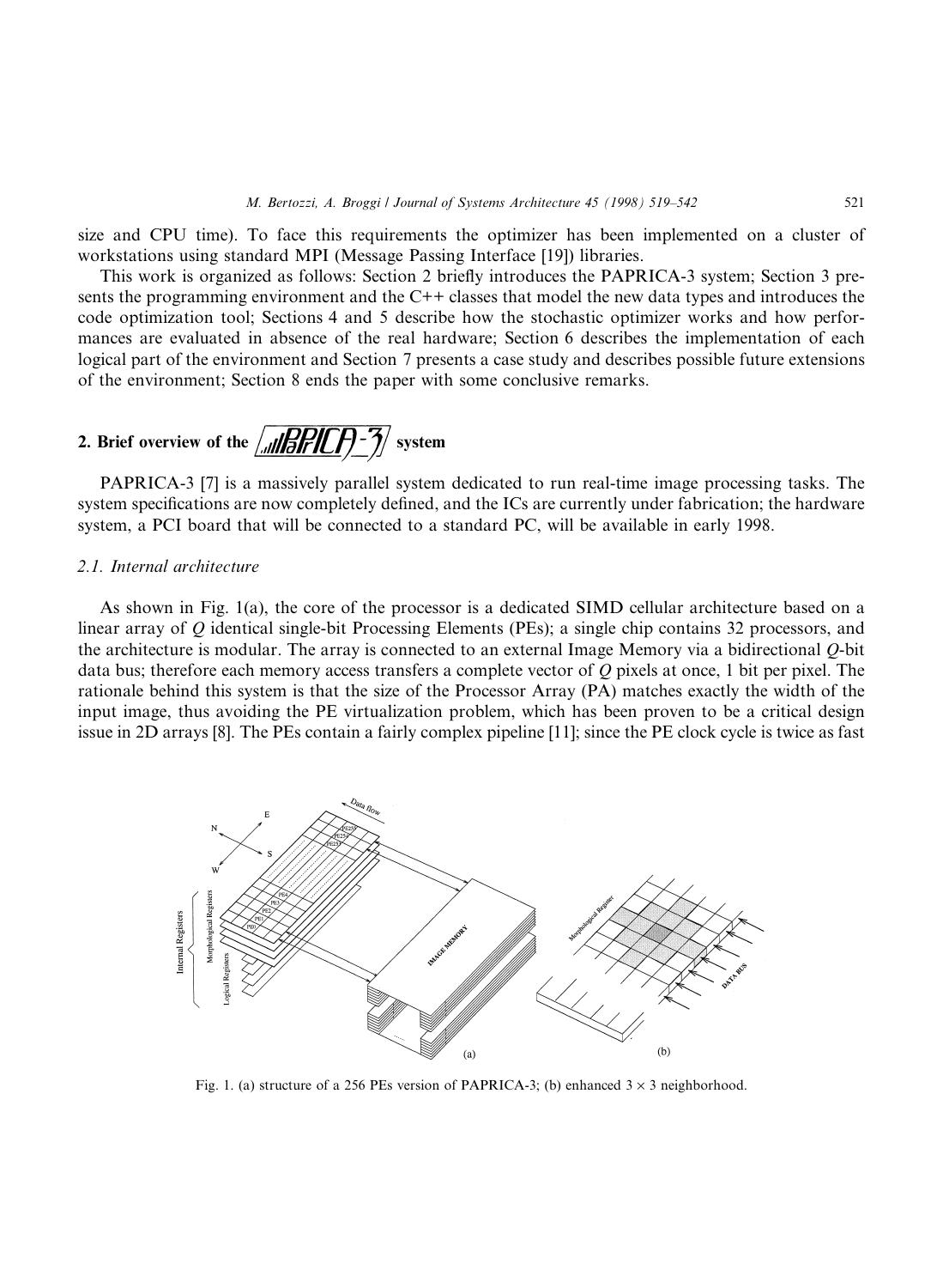size and CPU time). To face this requirements the optimizer has been implemented on a cluster of workstations using standard MPI (Message Passing Interface [19]) libraries.

This work is organized as follows: Section 2 briefly introduces the PAPRICA-3 system; Section 3 presents the programming environment and the C++ classes that model the new data types and introduces the code optimization tool; Sections 4 and 5 describe how the stochastic optimizer works and how performances are evaluated in absence of the real hardware; Section 6 describes the implementation of each logical part of the environment and Section 7 presents a case study and describes possible future extensions of the environment; Section 8 ends the paper with some conclusive remarks.

## 2. Brief overview of the PAPRICA-3 system

PAPRICA-3 [7] is a massively parallel system dedicated to run real-time image processing tasks. The system specifications are now completely defined, and the ICs are currently under fabrication; the hardware system, a PCI board that will be connected to a standard PC, will be available in early 1998.

### 2.1. Internal architecture

As shown in Fig. 1(a), the core of the processor is a dedicated SIMD cellular architecture based on a linear array of $Q$ identical single-bit Processing Elements (PEs); a single chip contains 32 processors, and the architecture is modular. The array is connected to an external Image Memory via a bidirectional $Q$-bit data bus; therefore each memory access transfers a complete vector of $Q$ pixels at once, 1 bit per pixel. The rationale behind this system is that the size of the Processor Array (PA) matches exactly the width of the input image, thus avoiding the PE virtualization problem, which has been proven to be a critical design issue in 2D arrays [8]. The PEs contain a fairly complex pipeline [11]; since the PE clock cycle is twice as fast

Fig. 1. (a) structure of a 256 PEs version of PAPRICA-3; (b) enhanced $3 \times 3$ neighborhood.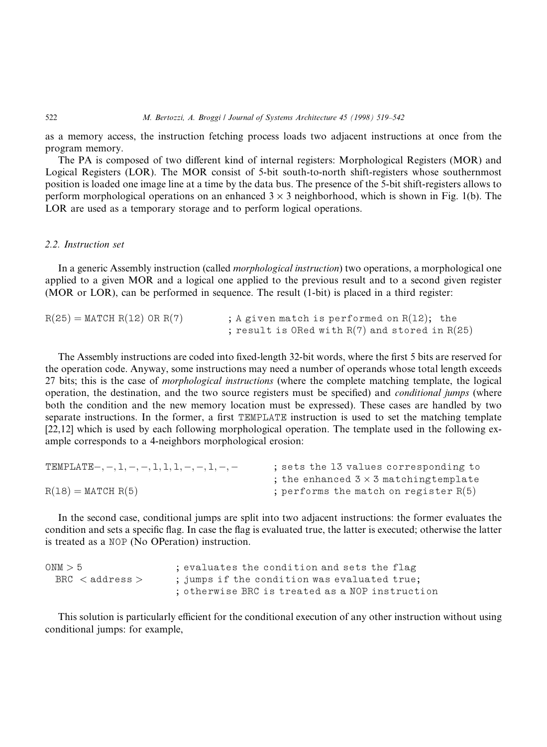as a memory access, the instruction fetching process loads two adjacent instructions at once from the program memory.

The PA is composed of two different kind of internal registers: Morphological Registers (MOR) and Logical Registers (LOR). The MOR consist of 5-bit south-to-north shift-registers whose southernmost position is loaded one image line at a time by the data bus. The presence of the 5-bit shift-registers allows to perform morphological operations on an enhanced $3 \times 3$ neighborhood, which is shown in Fig. 1(b). The LOR are used as a temporary storage and to perform logical operations.

### 2.2. Instruction set

In a generic Assembly instruction (called *morphological instruction*) two operations, a morphological one applied to a given MOR and a logical one applied to the previous result and to a second given register (MOR or LOR), can be performed in sequence. The result (1-bit) is placed in a third register:

```
R(25) = MATCH R(12) OR R(7)        ; A given match is performed on R(12); the
                                   ; result is ORed with R(7) and stored in R(25)
```

The Assembly instructions are coded into fixed-length 32-bit words, where the first 5 bits are reserved for the operation code. Anyway, some instructions may need a number of operands whose total length exceeds 27 bits; this is the case of *morphological instructions* (where the complete matching template, the logical operation, the destination, and the two source registers must be specified) and *conditional jumps* (where both the condition and the new memory location must be expressed). These cases are handled by two separate instructions. In the former, a first TEMPLATE instruction is used to set the matching template [22,12] which is used by each following morphological operation. The template used in the following example corresponds to a 4-neighbors morphological erosion:

```
TEMPLATE−, −, 1, −, −, 1, 1, 1, −, −, 1, −, −     ; sets the 13 values corresponding to
                                                  ; the enhanced 3 × 3 matchingtemplate
R(18) = MATCH R(5)                                ; performs the match on register R(5)
```

In the second case, conditional jumps are split into two adjacent instructions: the former evaluates the condition and sets a specific flag. In case the flag is evaluated true, the latter is executed; otherwise the latter is treated as a NOP (No OPeration) instruction.

```
ONM > 5              ; evaluates the condition and sets the flag
  BRC < address >    ; jumps if the condition was evaluated true;
                     ; otherwise BRC is treated as a NOP instruction
```

This solution is particularly efficient for the conditional execution of any other instruction without using conditional jumps: for example,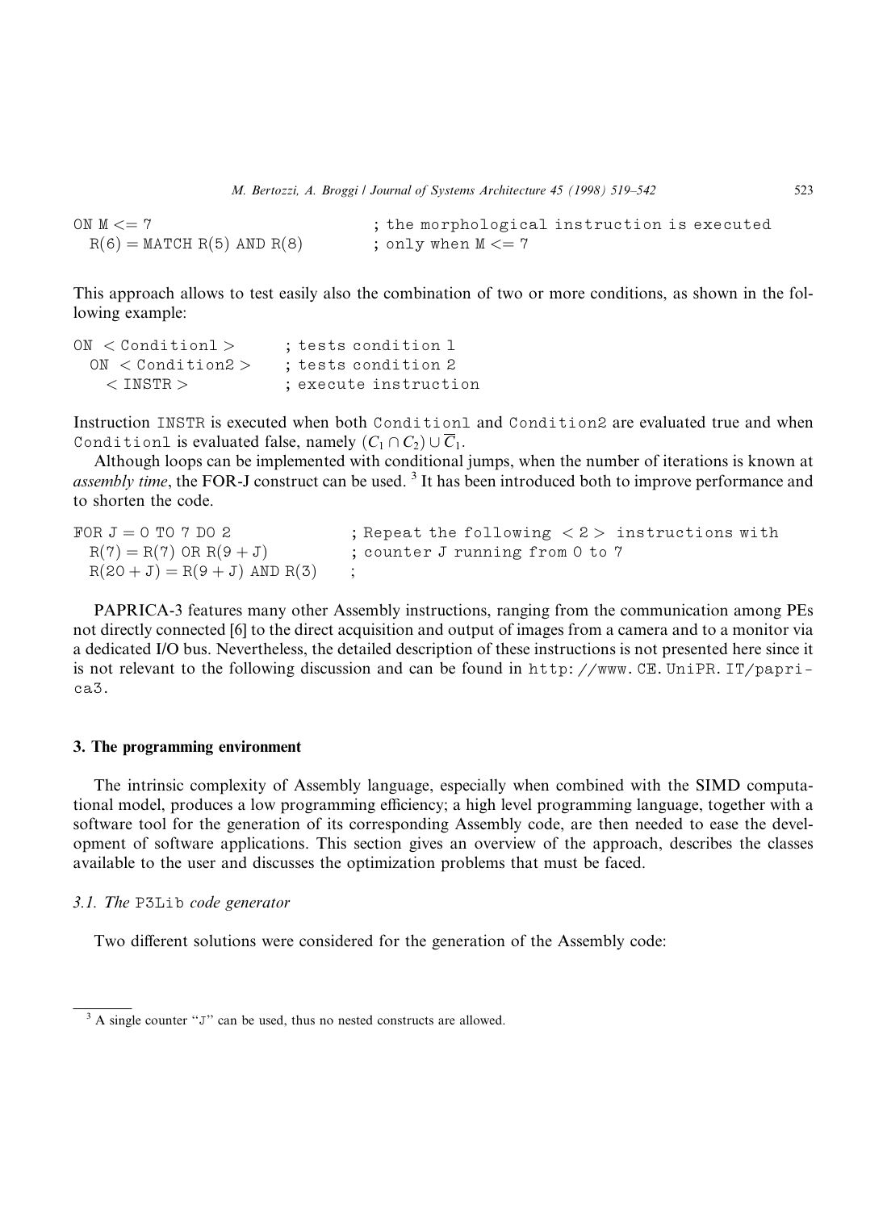```
ON M <= 7                          ; the morphological instruction is executed
  R(6) = MATCH R(5) AND R(8)       ; only when M <= 7
```

This approach allows to test easily also the combination of two or more conditions, as shown in the following example:

```
ON < Condition1 >       ; tests condition 1
  ON < Condition2 >     ; tests condition 2
    < INSTR >           ; execute instruction
```

Instruction `INSTR` is executed when both `Condition1` and `Condition2` are evaluated true and when `Condition1` is evaluated false, namely $(C_1 \cap C_2) \cup \overline{C}_1$.

Although loops can be implemented with conditional jumps, when the number of iterations is known at *assembly time*, the FOR-J construct can be used. [3] It has been introduced both to improve performance and to shorten the code.

```
FOR J = 0 TO 7 DO 2               ; Repeat the following < 2 > instructions with
  R(7) = R(7) OR R(9 + J)         ; counter J running from 0 to 7
  R(20 + J) = R(9 + J) AND R(3)   ;
```

PAPRICA-3 features many other Assembly instructions, ranging from the communication among PEs not directly connected [6] to the direct acquisition and output of images from a camera and to a monitor via a dedicated I/O bus. Nevertheless, the detailed description of these instructions is not presented here since it is not relevant to the following discussion and can be found in `http://www.CE.UniPR.IT/paprica3`.

## 3. The programming environment

The intrinsic complexity of Assembly language, especially when combined with the SIMD computational model, produces a low programming efficiency; a high level programming language, together with a software tool for the generation of its corresponding Assembly code, are then needed to ease the development of software applications. This section gives an overview of the approach, describes the classes available to the user and discusses the optimization problems that must be faced.

### 3.1. The P3Lib code generator

Two different solutions were considered for the generation of the Assembly code:

---

[3] A single counter "J" can be used, thus no nested constructs are allowed.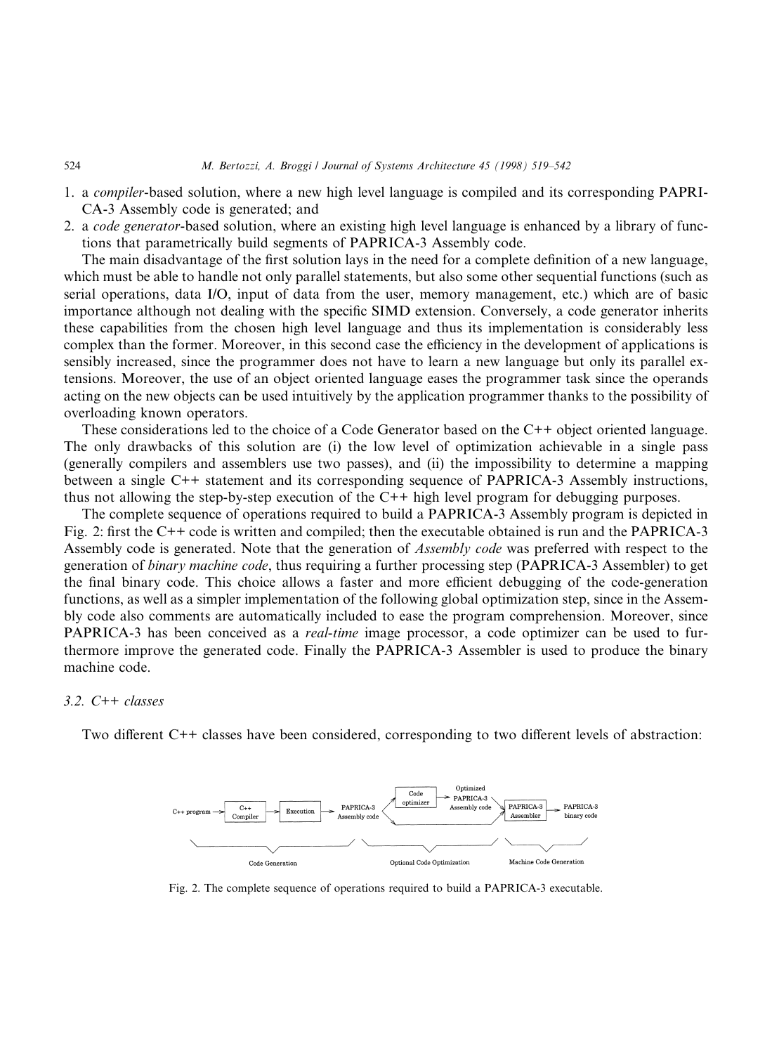1. a *compiler*-based solution, where a new high level language is compiled and its corresponding PAPRICA-3 Assembly code is generated; and
2. a *code generator*-based solution, where an existing high level language is enhanced by a library of functions that parametrically build segments of PAPRICA-3 Assembly code.

The main disadvantage of the first solution lays in the need for a complete definition of a new language, which must be able to handle not only parallel statements, but also some other sequential functions (such as serial operations, data I/O, input of data from the user, memory management, etc.) which are of basic importance although not dealing with the specific SIMD extension. Conversely, a code generator inherits these capabilities from the chosen high level language and thus its implementation is considerably less complex than the former. Moreover, in this second case the efficiency in the development of applications is sensibly increased, since the programmer does not have to learn a new language but only its parallel extensions. Moreover, the use of an object oriented language eases the programmer task since the operands acting on the new objects can be used intuitively by the application programmer thanks to the possibility of overloading known operators.

These considerations led to the choice of a Code Generator based on the C++ object oriented language. The only drawbacks of this solution are (i) the low level of optimization achievable in a single pass (generally compilers and assemblers use two passes), and (ii) the impossibility to determine a mapping between a single C++ statement and its corresponding sequence of PAPRICA-3 Assembly instructions, thus not allowing the step-by-step execution of the C++ high level program for debugging purposes.

The complete sequence of operations required to build a PAPRICA-3 Assembly program is depicted in Fig. 2: first the C++ code is written and compiled; then the executable obtained is run and the PAPRICA-3 Assembly code is generated. Note that the generation of *Assembly code* was preferred with respect to the generation of *binary machine code*, thus requiring a further processing step (PAPRICA-3 Assembler) to get the final binary code. This choice allows a faster and more efficient debugging of the code-generation functions, as well as a simpler implementation of the following global optimization step, since in the Assembly code also comments are automatically included to ease the program comprehension. Moreover, since PAPRICA-3 has been conceived as a *real-time* image processor, a code optimizer can be used to furthermore improve the generated code. Finally the PAPRICA-3 Assembler is used to produce the binary machine code.

### 3.2. C++ classes

Two different C++ classes have been considered, corresponding to two different levels of abstraction:

C++ program → C++ Compiler → Execution → PAPRICA-3 Assembly code → Code optimizer → Optimized PAPRICA-3 Assembly code → PAPRICA-3 Assembler → PAPRICA-3 binary code

Code Generation | Optional Code Optimization | Machine Code Generation

Fig. 2. The complete sequence of operations required to build a PAPRICA-3 executable.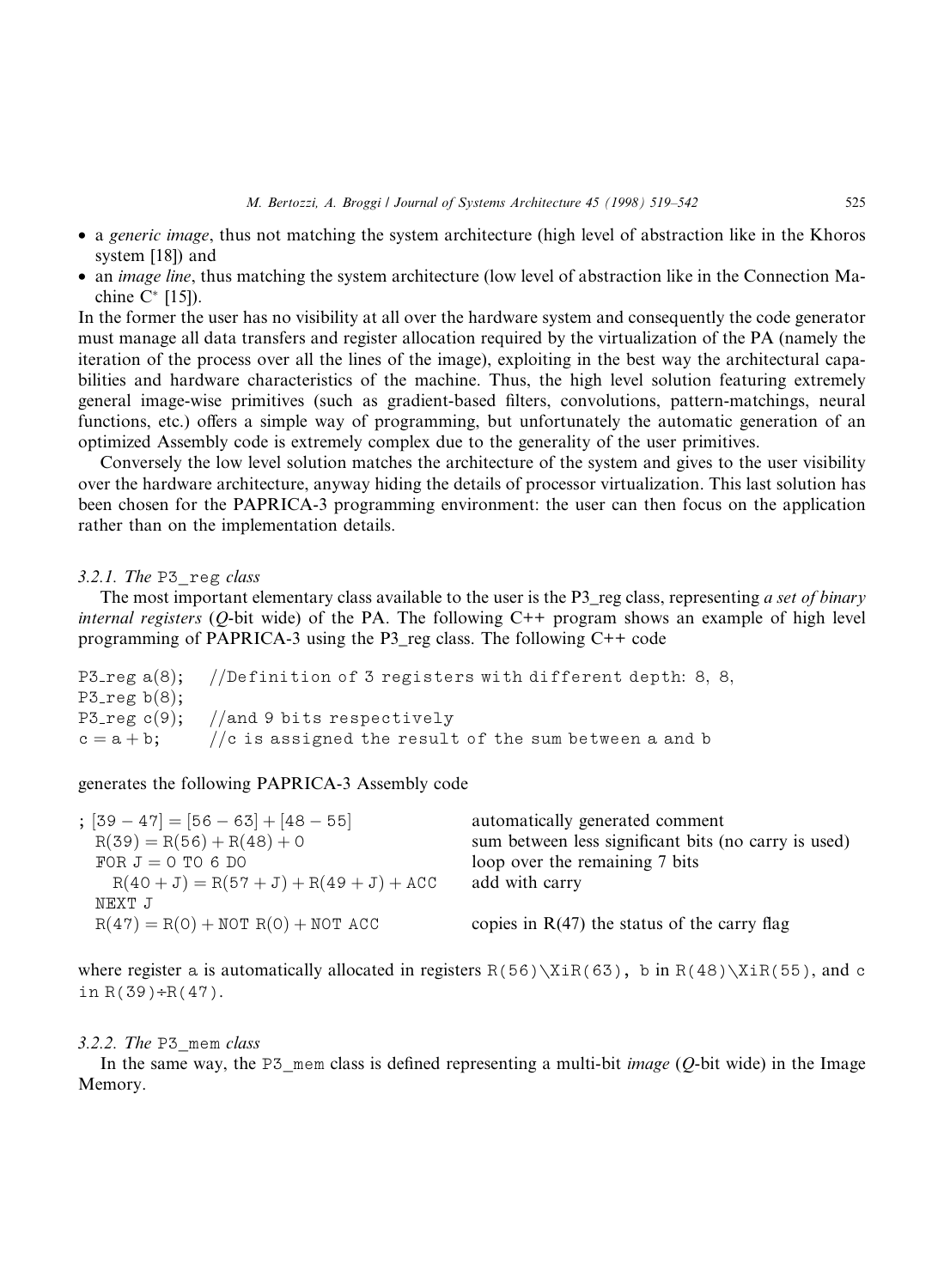- a *generic image*, thus not matching the system architecture (high level of abstraction like in the Khoros system [18]) and
- an *image line*, thus matching the system architecture (low level of abstraction like in the Connection Machine C* [15]).

In the former the user has no visibility at all over the hardware system and consequently the code generator must manage all data transfers and register allocation required by the virtualization of the PA (namely the iteration of the process over all the lines of the image), exploiting in the best way the architectural capabilities and hardware characteristics of the machine. Thus, the high level solution featuring extremely general image-wise primitives (such as gradient-based filters, convolutions, pattern-matchings, neural functions, etc.) offers a simple way of programming, but unfortunately the automatic generation of an optimized Assembly code is extremely complex due to the generality of the user primitives.

Conversely the low level solution matches the architecture of the system and gives to the user visibility over the hardware architecture, anyway hiding the details of processor virtualization. This last solution has been chosen for the PAPRICA-3 programming environment: the user can then focus on the application rather than on the implementation details.

### 3.2.1. The P3_reg class

The most important elementary class available to the user is the P3_reg class, representing *a set of binary internal registers* (*Q*-bit wide) of the PA. The following C++ program shows an example of high level programming of PAPRICA-3 using the P3_reg class. The following C++ code

```
P3_reg a(8);   //Definition of 3 registers with different depth: 8, 8,
P3_reg b(8);
P3_reg c(9);   //and 9 bits respectively
c = a + b;     //c is assigned the result of the sum between a and b
```

generates the following PAPRICA-3 Assembly code

```
; [39 - 47] = [56 - 63] + [48 - 55]              automatically generated comment
  R(39) = R(56) + R(48) + 0                      sum between less significant bits (no carry is used)
  FOR J = 0 TO 6 DO                              loop over the remaining 7 bits
    R(40 + J) = R(57 + J) + R(49 + J) + ACC      add with carry
  NEXT J
  R(47) = R(0) + NOT R(0) + NOT ACC              copies in R(47) the status of the carry flag
```

where register a is automatically allocated in registers R(56)\XiR(63), b in R(48)\XiR(55), and c in R(39)÷R(47).

### 3.2.2. The P3_mem class

In the same way, the P3_mem class is defined representing a multi-bit *image* (*Q*-bit wide) in the Image Memory.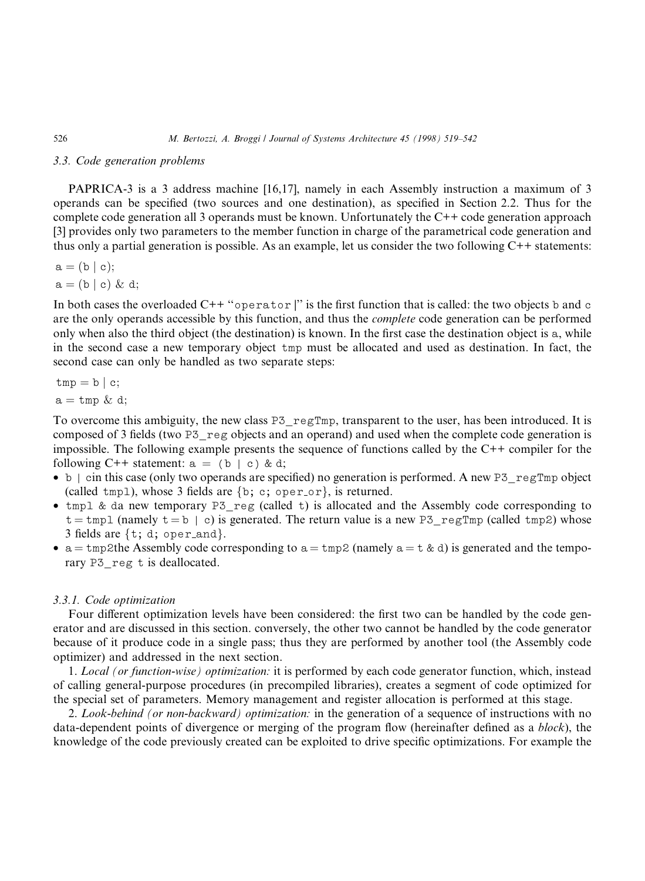### 3.3. Code generation problems

PAPRICA-3 is a 3 address machine [16,17], namely in each Assembly instruction a maximum of 3 operands can be specified (two sources and one destination), as specified in Section 2.2. Thus for the complete code generation all 3 operands must be known. Unfortunately the C++ code generation approach [3] provides only two parameters to the member function in charge of the parametrical code generation and thus only a partial generation is possible. As an example, let us consider the two following C++ statements:

```
a = (b | c);
a = (b | c) & d;
```

In both cases the overloaded C++ "`operator |`" is the first function that is called: the two objects `b` and `c` are the only operands accessible by this function, and thus the *complete* code generation can be performed only when also the third object (the destination) is known. In the first case the destination object is `a`, while in the second case a new temporary object `tmp` must be allocated and used as destination. In fact, the second case can only be handled as two separate steps:

```
tmp = b | c;
a = tmp & d;
```

To overcome this ambiguity, the new class `P3_regTmp`, transparent to the user, has been introduced. It is composed of 3 fields (two `P3_reg` objects and an operand) and used when the complete code generation is impossible. The following example presents the sequence of functions called by the C++ compiler for the following C++ statement: `a = (b | c) & d;`

- `b | c`in this case (only two operands are specified) no generation is performed. A new `P3_regTmp` object (called `tmp1`), whose 3 fields are {`b`; `c`; `oper_or`}, is returned.
- `tmp1 & d`a new temporary `P3_reg` (called `t`) is allocated and the Assembly code corresponding to `t = tmp1` (namely `t = b | c`) is generated. The return value is a new `P3_regTmp` (called `tmp2`) whose 3 fields are {`t`; `d`; `oper_and`}.
- `a = tmp2`the Assembly code corresponding to `a = tmp2` (namely `a = t & d`) is generated and the temporary `P3_reg t` is deallocated.

#### 3.3.1. Code optimization

Four different optimization levels have been considered: the first two can be handled by the code generator and are discussed in this section. conversely, the other two cannot be handled by the code generator because of it produce code in a single pass; thus they are performed by another tool (the Assembly code optimizer) and addressed in the next section.

1. *Local (or function-wise) optimization:* it is performed by each code generator function, which, instead of calling general-purpose procedures (in precompiled libraries), creates a segment of code optimized for the special set of parameters. Memory management and register allocation is performed at this stage.

2. *Look-behind (or non-backward) optimization:* in the generation of a sequence of instructions with no data-dependent points of divergence or merging of the program flow (hereinafter defined as a *block*), the knowledge of the code previously created can be exploited to drive specific optimizations. For example the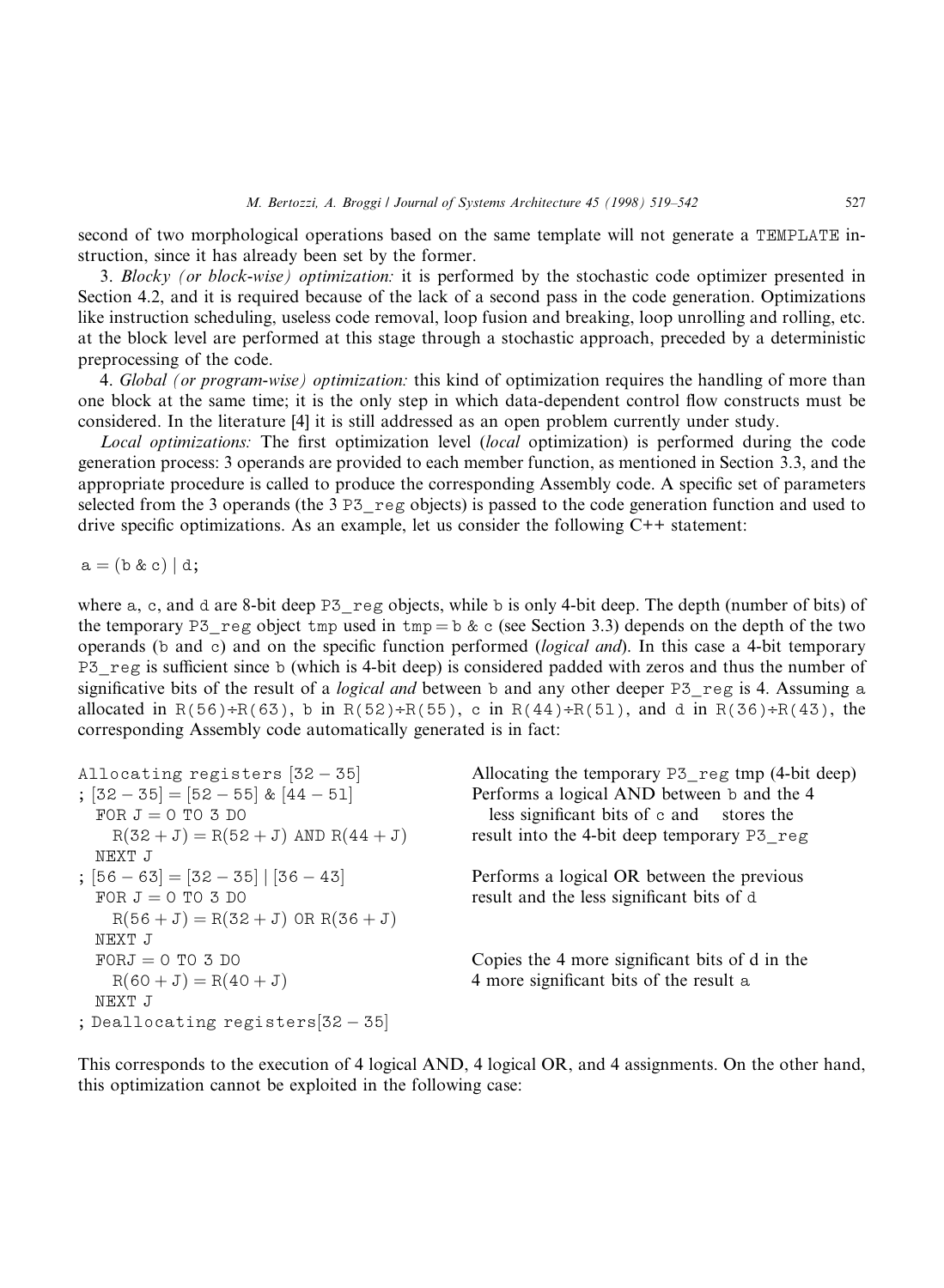second of two morphological operations based on the same template will not generate a TEMPLATE instruction, since it has already been set by the former.

3. *Blocky (or block-wise) optimization:* it is performed by the stochastic code optimizer presented in Section 4.2, and it is required because of the lack of a second pass in the code generation. Optimizations like instruction scheduling, useless code removal, loop fusion and breaking, loop unrolling and rolling, etc. at the block level are performed at this stage through a stochastic approach, preceded by a deterministic preprocessing of the code.

4. *Global (or program-wise) optimization:* this kind of optimization requires the handling of more than one block at the same time; it is the only step in which data-dependent control flow constructs must be considered. In the literature [4] it is still addressed as an open problem currently under study.

*Local optimizations:* The first optimization level (*local* optimization) is performed during the code generation process: 3 operands are provided to each member function, as mentioned in Section 3.3, and the appropriate procedure is called to produce the corresponding Assembly code. A specific set of parameters selected from the 3 operands (the 3 P3_reg objects) is passed to the code generation function and used to drive specific optimizations. As an example, let us consider the following C++ statement:

```
a = (b & c) | d;
```

where a, c, and d are 8-bit deep P3_reg objects, while b is only 4-bit deep. The depth (number of bits) of the temporary P3_reg object tmp used in tmp = b & c (see Section 3.3) depends on the depth of the two operands (b and c) and on the specific function performed (*logical and*). In this case a 4-bit temporary P3_reg is sufficient since b (which is 4-bit deep) is considered padded with zeros and thus the number of significative bits of the result of a *logical and* between b and any other deeper P3_reg is 4. Assuming a allocated in R(56)÷R(63), b in R(52)÷R(55), c in R(44)÷R(51), and d in R(36)÷R(43), the corresponding Assembly code automatically generated is in fact:

```
Allocating registers [32 - 35]              Allocating the temporary P3_reg tmp (4-bit deep)
; [32 - 35] = [52 - 55] & [44 - 51]         Performs a logical AND between b and the 4
  FOR J = 0 TO 3 DO                           less significant bits of c and stores the
    R(32 + J) = R(52 + J) AND R(44 + J)     result into the 4-bit deep temporary P3_reg
  NEXT J
; [56 - 63] = [32 - 35] | [36 - 43]         Performs a logical OR between the previous
  FOR J = 0 TO 3 DO                         result and the less significant bits of d
    R(56 + J) = R(32 + J) OR R(36 + J)
  NEXT J
  FORJ = 0 TO 3 DO                          Copies the 4 more significant bits of d in the
    R(60 + J) = R(40 + J)                   4 more significant bits of the result a
  NEXT J
; Deallocating registers[32 - 35]
```

This corresponds to the execution of 4 logical AND, 4 logical OR, and 4 assignments. On the other hand, this optimization cannot be exploited in the following case: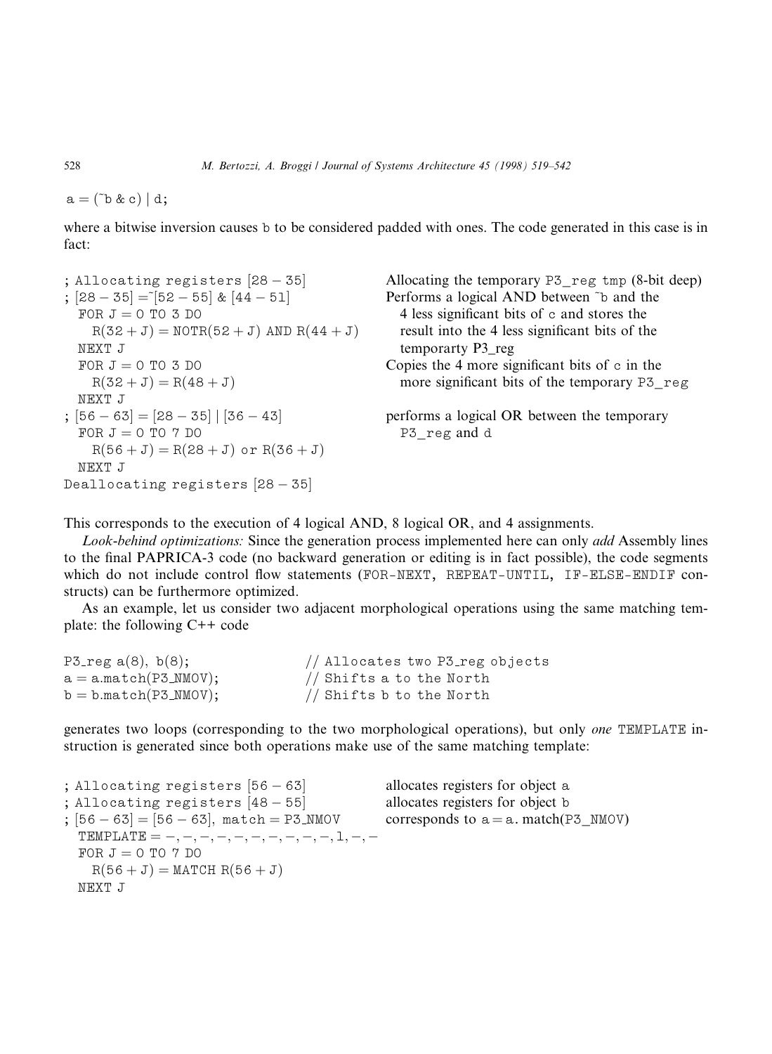```
a = (~b & c) | d;
```

where a bitwise inversion causes b to be considered padded with ones. The code generated in this case is in fact:

```
; Allocating registers [28 − 35]              Allocating the temporary P3_reg tmp (8-bit deep)
; [28 − 35] =~[52 − 55] & [44 − 51]           Performs a logical AND between ~b and the
  FOR J = 0 TO 3 DO                             4 less significant bits of c and stores the
    R(32 + J) = NOTR(52 + J) AND R(44 + J)      result into the 4 less significant bits of the
  NEXT J                                        temporarty P3_reg
  FOR J = 0 TO 3 DO                           Copies the 4 more significant bits of c in the
    R(32 + J) = R(48 + J)                       more significant bits of the temporary P3_reg
  NEXT J
; [56 − 63] = [28 − 35] | [36 − 43]           performs a logical OR between the temporary
  FOR J = 0 TO 7 DO                             P3_reg and d
    R(56 + J) = R(28 + J) or R(36 + J)
  NEXT J
Deallocating registers [28 − 35]
```

This corresponds to the execution of 4 logical AND, 8 logical OR, and 4 assignments.

*Look-behind optimizations:* Since the generation process implemented here can only *add* Assembly lines to the final PAPRICA-3 code (no backward generation or editing is in fact possible), the code segments which do not include control flow statements (FOR-NEXT, REPEAT-UNTIL, IF-ELSE-ENDIF constructs) can be furthermore optimized.

As an example, let us consider two adjacent morphological operations using the same matching template: the following C++ code

```
P3_reg a(8), b(8);           // Allocates two P3_reg objects
a = a.match(P3_NMOV);        // Shifts a to the North
b = b.match(P3_NMOV);        // Shifts b to the North
```

generates two loops (corresponding to the two morphological operations), but only *one* TEMPLATE instruction is generated since both operations make use of the same matching template:

```
; Allocating registers [56 − 63]              allocates registers for object a
; Allocating registers [48 − 55]              allocates registers for object b
; [56 − 63] = [56 − 63], match = P3_NMOV      corresponds to a = a. match(P3_NMOV)
  TEMPLATE = −, −, −, −, −, −, −, −, −, −, 1, −, −
  FOR J = 0 TO 7 DO
    R(56 + J) = MATCH R(56 + J)
  NEXT J
```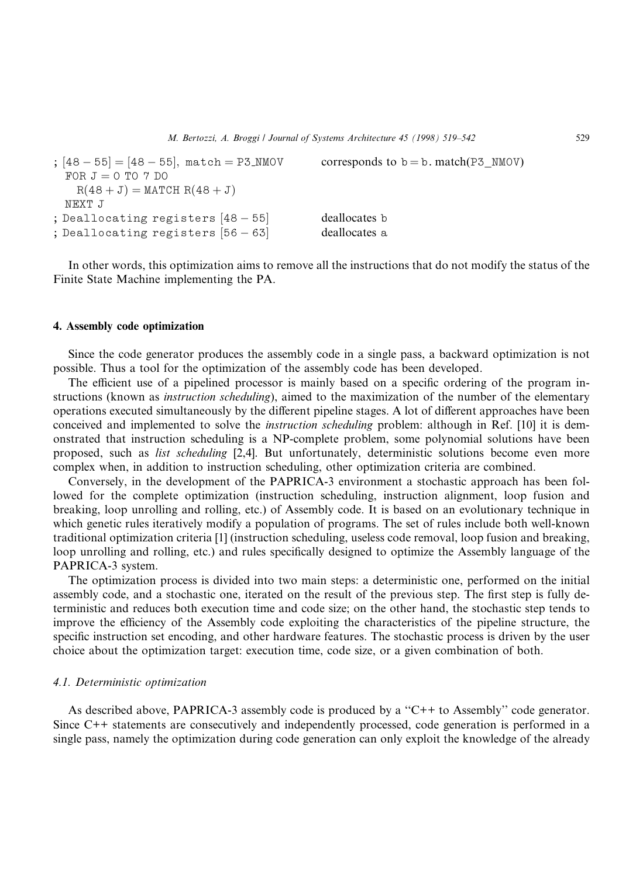```
; [48 − 55] = [48 − 55], match = P3_NMOV        corresponds to b = b. match(P3_NMOV)
  FOR J = 0 TO 7 DO
    R(48 + J) = MATCH R(48 + J)
  NEXT J
; Deallocating registers [48 − 55]              deallocates b
; Deallocating registers [56 − 63]              deallocates a
```

In other words, this optimization aims to remove all the instructions that do not modify the status of the Finite State Machine implementing the PA.

## 4. Assembly code optimization

Since the code generator produces the assembly code in a single pass, a backward optimization is not possible. Thus a tool for the optimization of the assembly code has been developed.

The efficient use of a pipelined processor is mainly based on a specific ordering of the program instructions (known as *instruction scheduling*), aimed to the maximization of the number of the elementary operations executed simultaneously by the different pipeline stages. A lot of different approaches have been conceived and implemented to solve the *instruction scheduling* problem: although in Ref. [10] it is demonstrated that instruction scheduling is a NP-complete problem, some polynomial solutions have been proposed, such as *list scheduling* [2,4]. But unfortunately, deterministic solutions become even more complex when, in addition to instruction scheduling, other optimization criteria are combined.

Conversely, in the development of the PAPRICA-3 environment a stochastic approach has been followed for the complete optimization (instruction scheduling, instruction alignment, loop fusion and breaking, loop unrolling and rolling, etc.) of Assembly code. It is based on an evolutionary technique in which genetic rules iteratively modify a population of programs. The set of rules include both well-known traditional optimization criteria [1] (instruction scheduling, useless code removal, loop fusion and breaking, loop unrolling and rolling, etc.) and rules specifically designed to optimize the Assembly language of the PAPRICA-3 system.

The optimization process is divided into two main steps: a deterministic one, performed on the initial assembly code, and a stochastic one, iterated on the result of the previous step. The first step is fully deterministic and reduces both execution time and code size; on the other hand, the stochastic step tends to improve the efficiency of the Assembly code exploiting the characteristics of the pipeline structure, the specific instruction set encoding, and other hardware features. The stochastic process is driven by the user choice about the optimization target: execution time, code size, or a given combination of both.

### 4.1. Deterministic optimization

As described above, PAPRICA-3 assembly code is produced by a "C++ to Assembly" code generator. Since C++ statements are consecutively and independently processed, code generation is performed in a single pass, namely the optimization during code generation can only exploit the knowledge of the already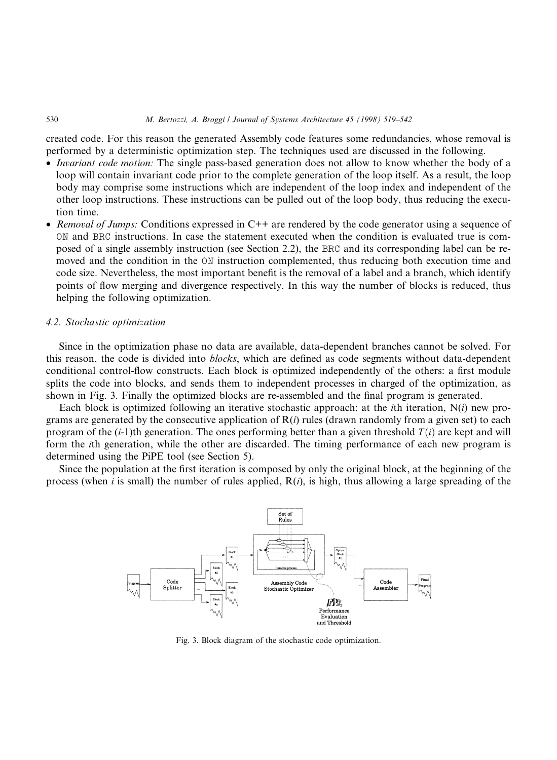created code. For this reason the generated Assembly code features some redundancies, whose removal is performed by a deterministic optimization step. The techniques used are discussed in the following.

- *Invariant code motion:* The single pass-based generation does not allow to know whether the body of a loop will contain invariant code prior to the complete generation of the loop itself. As a result, the loop body may comprise some instructions which are independent of the loop index and independent of the other loop instructions. These instructions can be pulled out of the loop body, thus reducing the execution time.
- *Removal of Jumps:* Conditions expressed in C++ are rendered by the code generator using a sequence of `ON` and `BRC` instructions. In case the statement executed when the condition is evaluated true is composed of a single assembly instruction (see Section 2.2), the `BRC` and its corresponding label can be removed and the condition in the `ON` instruction complemented, thus reducing both execution time and code size. Nevertheless, the most important benefit is the removal of a label and a branch, which identify points of flow merging and divergence respectively. In this way the number of blocks is reduced, thus helping the following optimization.

### 4.2. Stochastic optimization

Since in the optimization phase no data are available, data-dependent branches cannot be solved. For this reason, the code is divided into *blocks*, which are defined as code segments without data-dependent conditional control-flow constructs. Each block is optimized independently of the others: a first module splits the code into blocks, and sends them to independent processes in charged of the optimization, as shown in Fig. 3. Finally the optimized blocks are re-assembled and the final program is generated.

Each block is optimized following an iterative stochastic approach: at the $i$th iteration, N($i$) new programs are generated by the consecutive application of R($i$) rules (drawn randomly from a given set) to each program of the ($i$-1)th generation. The ones performing better than a given threshold $T(i)$ are kept and will form the $i$th generation, while the other are discarded. The timing performance of each new program is determined using the PiPE tool (see Section 5).

Since the population at the first iteration is composed by only the original block, at the beginning of the process (when $i$ is small) the number of rules applied, R($i$), is high, thus allowing a large spreading of the

Fig. 3. Block diagram of the stochastic code optimization.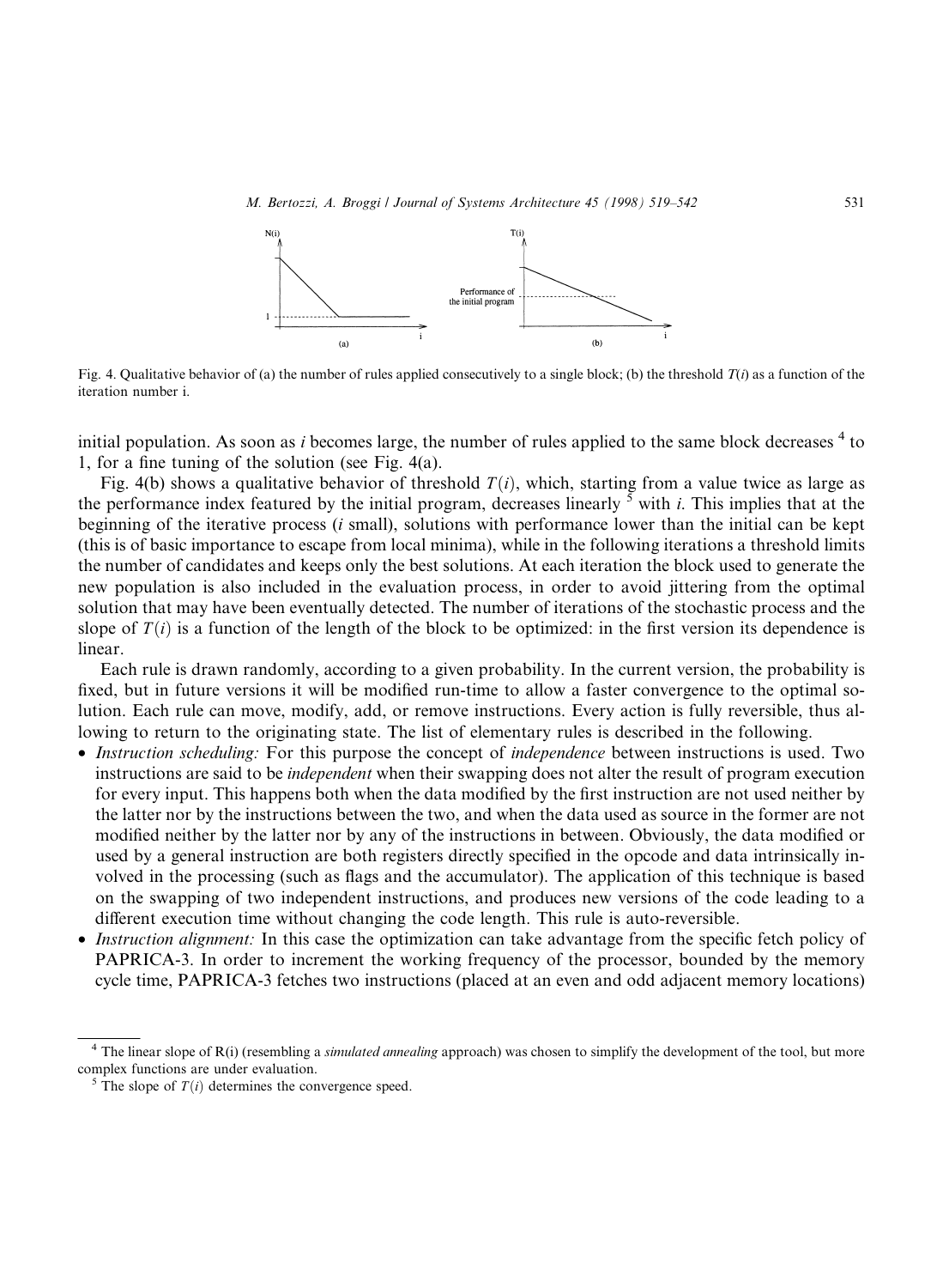Fig. 4. Qualitative behavior of (a) the number of rules applied consecutively to a single block; (b) the threshold $T(i)$ as a function of the iteration number i.

initial population. As soon as $i$ becomes large, the number of rules applied to the same block decreases [4] to 1, for a fine tuning of the solution (see Fig. 4(a).

Fig. 4(b) shows a qualitative behavior of threshold $T(i)$, which, starting from a value twice as large as the performance index featured by the initial program, decreases linearly [5] with $i$. This implies that at the beginning of the iterative process ($i$ small), solutions with performance lower than the initial can be kept (this is of basic importance to escape from local minima), while in the following iterations a threshold limits the number of candidates and keeps only the best solutions. At each iteration the block used to generate the new population is also included in the evaluation process, in order to avoid jittering from the optimal solution that may have been eventually detected. The number of iterations of the stochastic process and the slope of $T(i)$ is a function of the length of the block to be optimized: in the first version its dependence is linear.

Each rule is drawn randomly, according to a given probability. In the current version, the probability is fixed, but in future versions it will be modified run-time to allow a faster convergence to the optimal solution. Each rule can move, modify, add, or remove instructions. Every action is fully reversible, thus allowing to return to the originating state. The list of elementary rules is described in the following.

- *Instruction scheduling:* For this purpose the concept of *independence* between instructions is used. Two instructions are said to be *independent* when their swapping does not alter the result of program execution for every input. This happens both when the data modified by the first instruction are not used neither by the latter nor by the instructions between the two, and when the data used as source in the former are not modified neither by the latter nor by any of the instructions in between. Obviously, the data modified or used by a general instruction are both registers directly specified in the opcode and data intrinsically involved in the processing (such as flags and the accumulator). The application of this technique is based on the swapping of two independent instructions, and produces new versions of the code leading to a different execution time without changing the code length. This rule is auto-reversible.
- *Instruction alignment:* In this case the optimization can take advantage from the specific fetch policy of PAPRICA-3. In order to increment the working frequency of the processor, bounded by the memory cycle time, PAPRICA-3 fetches two instructions (placed at an even and odd adjacent memory locations)

[4] The linear slope of R(i) (resembling a *simulated annealing* approach) was chosen to simplify the development of the tool, but more complex functions are under evaluation.

[5] The slope of $T(i)$ determines the convergence speed.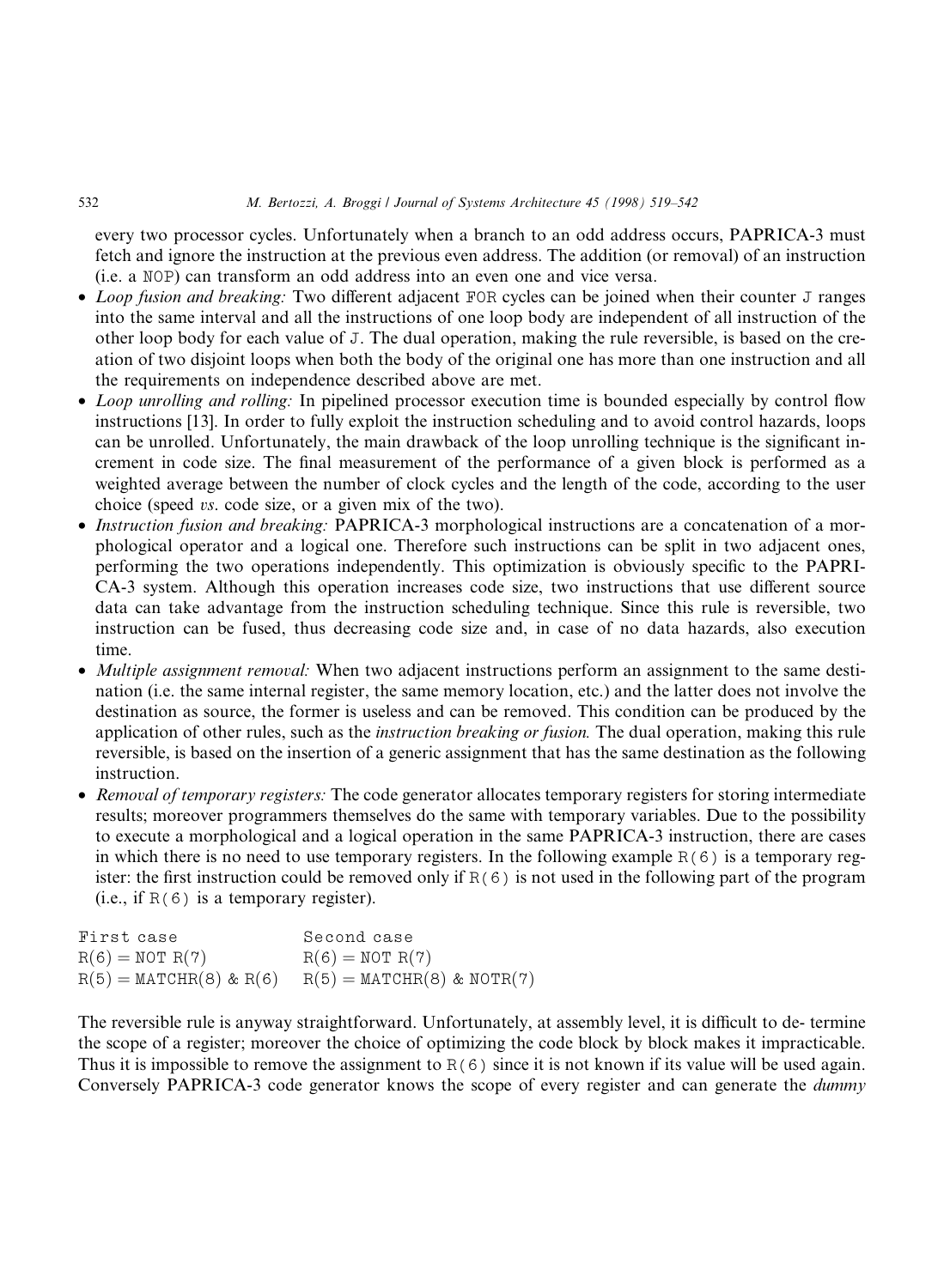every two processor cycles. Unfortunately when a branch to an odd address occurs, PAPRICA-3 must fetch and ignore the instruction at the previous even address. The addition (or removal) of an instruction (i.e. a NOP) can transform an odd address into an even one and vice versa.

- *Loop fusion and breaking:* Two different adjacent FOR cycles can be joined when their counter J ranges into the same interval and all the instructions of one loop body are independent of all instruction of the other loop body for each value of J. The dual operation, making the rule reversible, is based on the creation of two disjoint loops when both the body of the original one has more than one instruction and all the requirements on independence described above are met.
- *Loop unrolling and rolling:* In pipelined processor execution time is bounded especially by control flow instructions [13]. In order to fully exploit the instruction scheduling and to avoid control hazards, loops can be unrolled. Unfortunately, the main drawback of the loop unrolling technique is the significant increment in code size. The final measurement of the performance of a given block is performed as a weighted average between the number of clock cycles and the length of the code, according to the user choice (speed *vs*. code size, or a given mix of the two).
- *Instruction fusion and breaking:* PAPRICA-3 morphological instructions are a concatenation of a morphological operator and a logical one. Therefore such instructions can be split in two adjacent ones, performing the two operations independently. This optimization is obviously specific to the PAPRICA-3 system. Although this operation increases code size, two instructions that use different source data can take advantage from the instruction scheduling technique. Since this rule is reversible, two instruction can be fused, thus decreasing code size and, in case of no data hazards, also execution time.
- *Multiple assignment removal:* When two adjacent instructions perform an assignment to the same destination (i.e. the same internal register, the same memory location, etc.) and the latter does not involve the destination as source, the former is useless and can be removed. This condition can be produced by the application of other rules, such as the *instruction breaking or fusion.* The dual operation, making this rule reversible, is based on the insertion of a generic assignment that has the same destination as the following instruction.
- *Removal of temporary registers:* The code generator allocates temporary registers for storing intermediate results; moreover programmers themselves do the same with temporary variables. Due to the possibility to execute a morphological and a logical operation in the same PAPRICA-3 instruction, there are cases in which there is no need to use temporary registers. In the following example R(6) is a temporary register: the first instruction could be removed only if R(6) is not used in the following part of the program (i.e., if R(6) is a temporary register).

```
First case                  Second case
R(6) = NOT R(7)             R(6) = NOT R(7)
R(5) = MATCHR(8) & R(6)     R(5) = MATCHR(8) & NOTR(7)
```

The reversible rule is anyway straightforward. Unfortunately, at assembly level, it is difficult to de- termine the scope of a register; moreover the choice of optimizing the code block by block makes it impracticable. Thus it is impossible to remove the assignment to R(6) since it is not known if its value will be used again. Conversely PAPRICA-3 code generator knows the scope of every register and can generate the *dummy*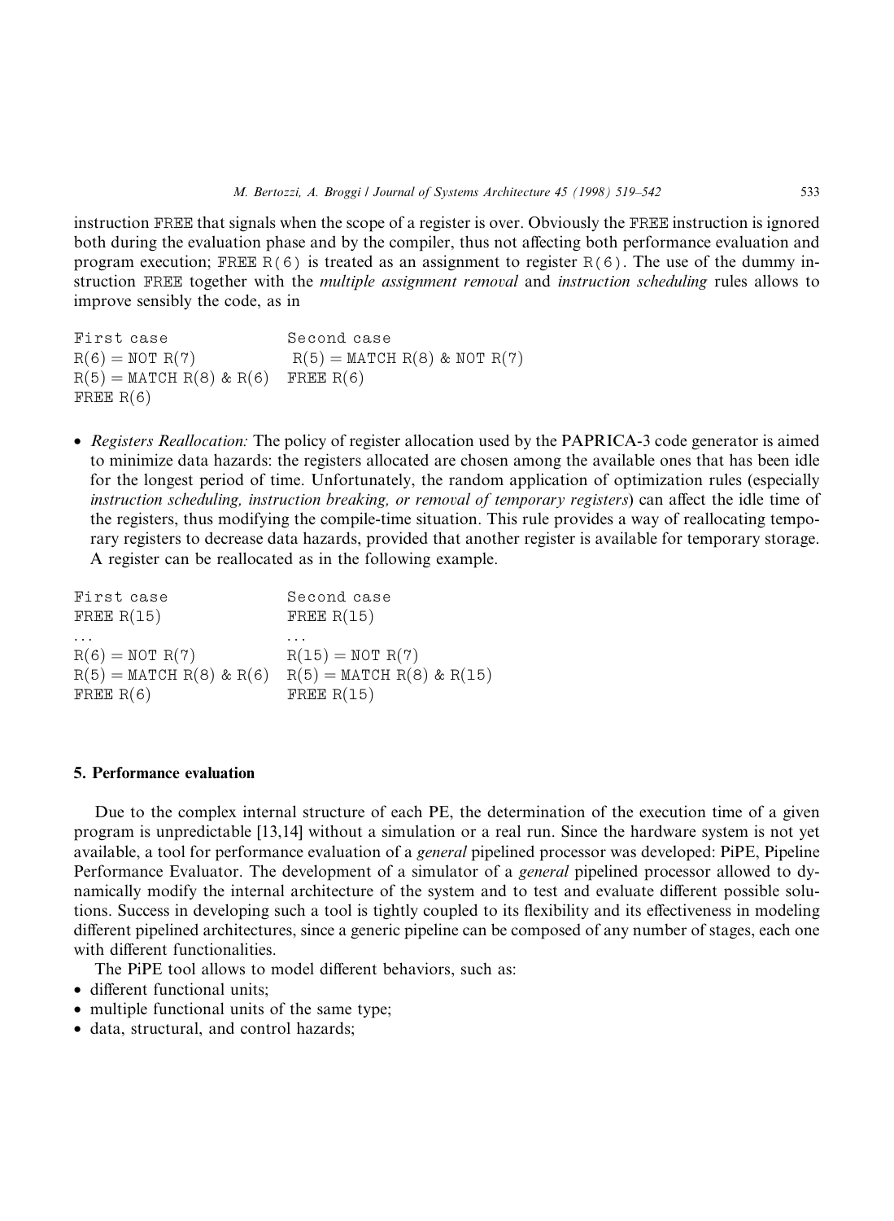instruction FREE that signals when the scope of a register is over. Obviously the FREE instruction is ignored both during the evaluation phase and by the compiler, thus not affecting both performance evaluation and program execution; FREE R(6) is treated as an assignment to register R(6). The use of the dummy instruction FREE together with the *multiple assignment removal* and *instruction scheduling* rules allows to improve sensibly the code, as in

```
First case                  Second case
R(6) = NOT R(7)             R(5) = MATCH R(8) & NOT R(7)
R(5) = MATCH R(8) & R(6)    FREE R(6)
FREE R(6)
```

- *Registers Reallocation:* The policy of register allocation used by the PAPRICA-3 code generator is aimed to minimize data hazards: the registers allocated are chosen among the available ones that has been idle for the longest period of time. Unfortunately, the random application of optimization rules (especially *instruction scheduling, instruction breaking, or removal of temporary registers*) can affect the idle time of the registers, thus modifying the compile-time situation. This rule provides a way of reallocating temporary registers to decrease data hazards, provided that another register is available for temporary storage. A register can be reallocated as in the following example.

```
First case                  Second case
FREE R(15)                  FREE R(15)
...                         ...
R(6) = NOT R(7)             R(15) = NOT R(7)
R(5) = MATCH R(8) & R(6)    R(5) = MATCH R(8) & R(15)
FREE R(6)                   FREE R(15)
```

## 5. Performance evaluation

Due to the complex internal structure of each PE, the determination of the execution time of a given program is unpredictable [13,14] without a simulation or a real run. Since the hardware system is not yet available, a tool for performance evaluation of a *general* pipelined processor was developed: PiPE, Pipeline Performance Evaluator. The development of a simulator of a *general* pipelined processor allowed to dynamically modify the internal architecture of the system and to test and evaluate different possible solutions. Success in developing such a tool is tightly coupled to its flexibility and its effectiveness in modeling different pipelined architectures, since a generic pipeline can be composed of any number of stages, each one with different functionalities.

The PiPE tool allows to model different behaviors, such as:

- different functional units;
- multiple functional units of the same type;
- data, structural, and control hazards;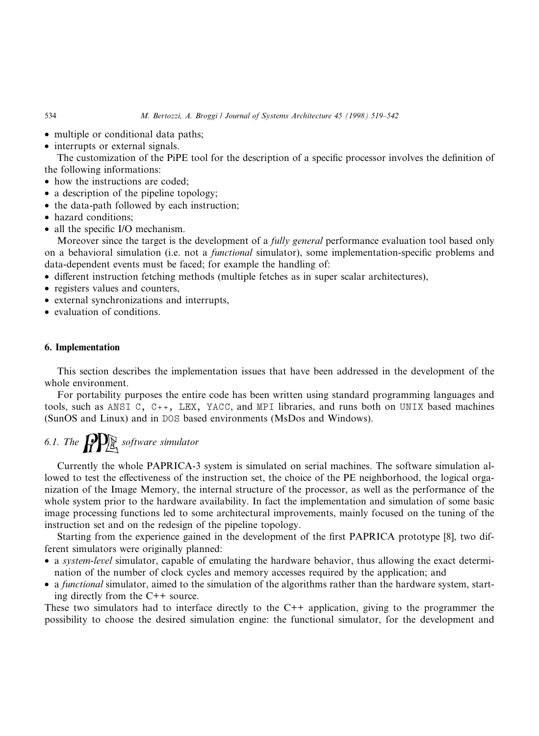- multiple or conditional data paths;
- interrupts or external signals.

The customization of the PiPE tool for the description of a specific processor involves the definition of the following informations:
- how the instructions are coded;
- a description of the pipeline topology;
- the data-path followed by each instruction;
- hazard conditions;
- all the specific I/O mechanism.

Moreover since the target is the development of a *fully general* performance evaluation tool based only on a behavioral simulation (i.e. not a *functional* simulator), some implementation-specific problems and data-dependent events must be faced; for example the handling of:
- different instruction fetching methods (multiple fetches as in super scalar architectures),
- registers values and counters,
- external synchronizations and interrupts,
- evaluation of conditions.

## 6. Implementation

This section describes the implementation issues that have been addressed in the development of the whole environment.

For portability purposes the entire code has been written using standard programming languages and tools, such as `ANSI C`, `C++`, `LEX`, `YACC`, and `MPI` libraries, and runs both on `UNIX` based machines (SunOS and Linux) and in `DOS` based environments (MsDos and Windows).

### 6.1. The PiPE software simulator

Currently the whole PAPRICA-3 system is simulated on serial machines. The software simulation allowed to test the effectiveness of the instruction set, the choice of the PE neighborhood, the logical organization of the Image Memory, the internal structure of the processor, as well as the performance of the whole system prior to the hardware availability. In fact the implementation and simulation of some basic image processing functions led to some architectural improvements, mainly focused on the tuning of the instruction set and on the redesign of the pipeline topology.

Starting from the experience gained in the development of the first PAPRICA prototype [8], two different simulators were originally planned:
- a *system-level* simulator, capable of emulating the hardware behavior, thus allowing the exact determination of the number of clock cycles and memory accesses required by the application; and
- a *functional* simulator, aimed to the simulation of the algorithms rather than the hardware system, starting directly from the C++ source.

These two simulators had to interface directly to the C++ application, giving to the programmer the possibility to choose the desired simulation engine: the functional simulator, for the development and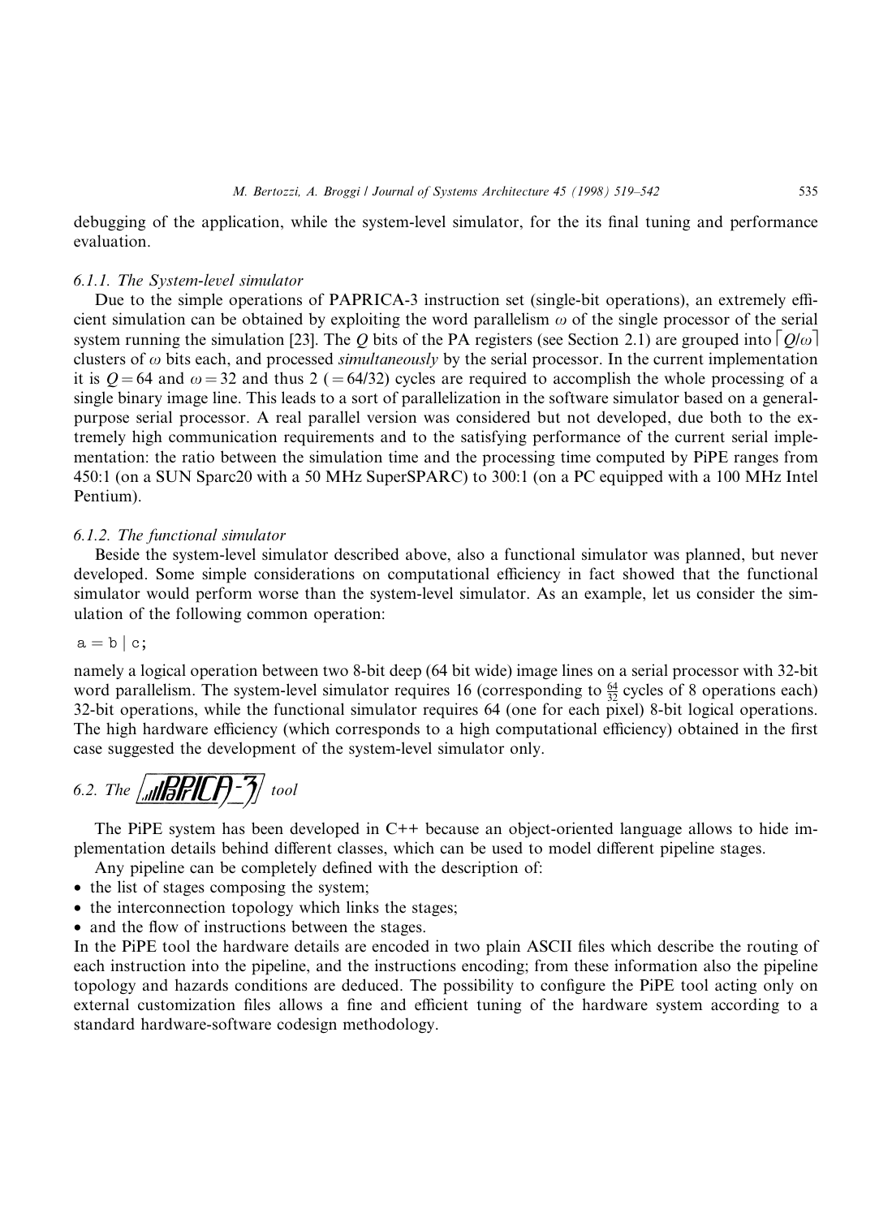debugging of the application, while the system-level simulator, for the its final tuning and performance evaluation.

#### 6.1.1. The System-level simulator

Due to the simple operations of PAPRICA-3 instruction set (single-bit operations), an extremely efficient simulation can be obtained by exploiting the word parallelism $\omega$ of the single processor of the serial system running the simulation [23]. The $Q$ bits of the PA registers (see Section 2.1) are grouped into $\lceil Q/\omega \rceil$ clusters of $\omega$ bits each, and processed *simultaneously* by the serial processor. In the current implementation it is $Q = 64$ and $\omega = 32$ and thus 2 ($=64/32$) cycles are required to accomplish the whole processing of a single binary image line. This leads to a sort of parallelization in the software simulator based on a general-purpose serial processor. A real parallel version was considered but not developed, due both to the extremely high communication requirements and to the satisfying performance of the current serial implementation: the ratio between the simulation time and the processing time computed by PiPE ranges from 450:1 (on a SUN Sparc20 with a 50 MHz SuperSPARC) to 300:1 (on a PC equipped with a 100 MHz Intel Pentium).

#### 6.1.2. The functional simulator

Beside the system-level simulator described above, also a functional simulator was planned, but never developed. Some simple considerations on computational efficiency in fact showed that the functional simulator would perform worse than the system-level simulator. As an example, let us consider the simulation of the following common operation:

```
a = b | c;
```

namely a logical operation between two 8-bit deep (64 bit wide) image lines on a serial processor with 32-bit word parallelism. The system-level simulator requires 16 (corresponding to $\frac{64}{32}$ cycles of 8 operations each) 32-bit operations, while the functional simulator requires 64 (one for each pixel) 8-bit logical operations. The high hardware efficiency (which corresponds to a high computational efficiency) obtained in the first case suggested the development of the system-level simulator only.

### 6.2. The PaPRICA-3 tool

The PiPE system has been developed in C++ because an object-oriented language allows to hide implementation details behind different classes, which can be used to model different pipeline stages.

Any pipeline can be completely defined with the description of:

- the list of stages composing the system;
- the interconnection topology which links the stages;
- and the flow of instructions between the stages.

In the PiPE tool the hardware details are encoded in two plain ASCII files which describe the routing of each instruction into the pipeline, and the instructions encoding; from these information also the pipeline topology and hazards conditions are deduced. The possibility to configure the PiPE tool acting only on external customization files allows a fine and efficient tuning of the hardware system according to a standard hardware-software codesign methodology.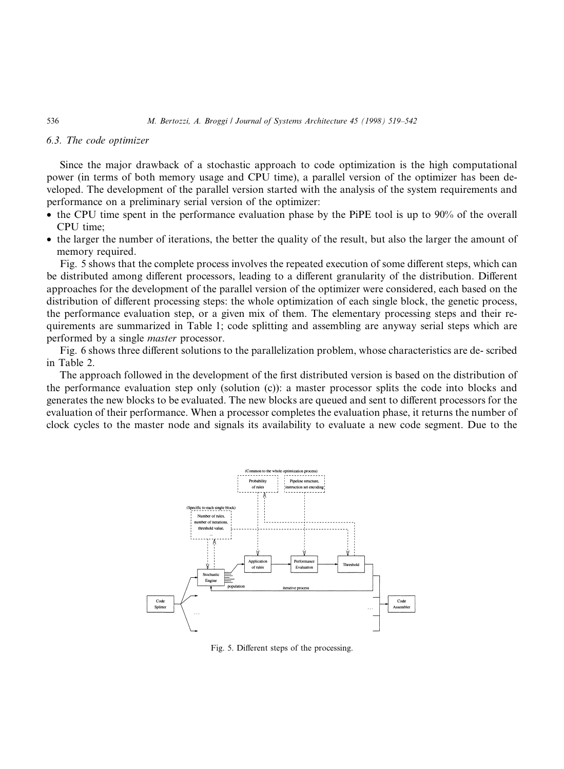### 6.3. The code optimizer

Since the major drawback of a stochastic approach to code optimization is the high computational power (in terms of both memory usage and CPU time), a parallel version of the optimizer has been developed. The development of the parallel version started with the analysis of the system requirements and performance on a preliminary serial version of the optimizer:

- the CPU time spent in the performance evaluation phase by the PiPE tool is up to 90% of the overall CPU time;
- the larger the number of iterations, the better the quality of the result, but also the larger the amount of memory required.

Fig. 5 shows that the complete process involves the repeated execution of some different steps, which can be distributed among different processors, leading to a different granularity of the distribution. Different approaches for the development of the parallel version of the optimizer were considered, each based on the distribution of different processing steps: the whole optimization of each single block, the genetic process, the performance evaluation step, or a given mix of them. The elementary processing steps and their requirements are summarized in Table 1; code splitting and assembling are anyway serial steps which are performed by a single *master* processor.

Fig. 6 shows three different solutions to the parallelization problem, whose characteristics are de- scribed in Table 2.

The approach followed in the development of the first distributed version is based on the distribution of the performance evaluation step only (solution (c)): a master processor splits the code into blocks and generates the new blocks to be evaluated. The new blocks are queued and sent to different processors for the evaluation of their performance. When a processor completes the evaluation phase, it returns the number of clock cycles to the master node and signals its availability to evaluate a new code segment. Due to the

Fig. 5. Different steps of the processing.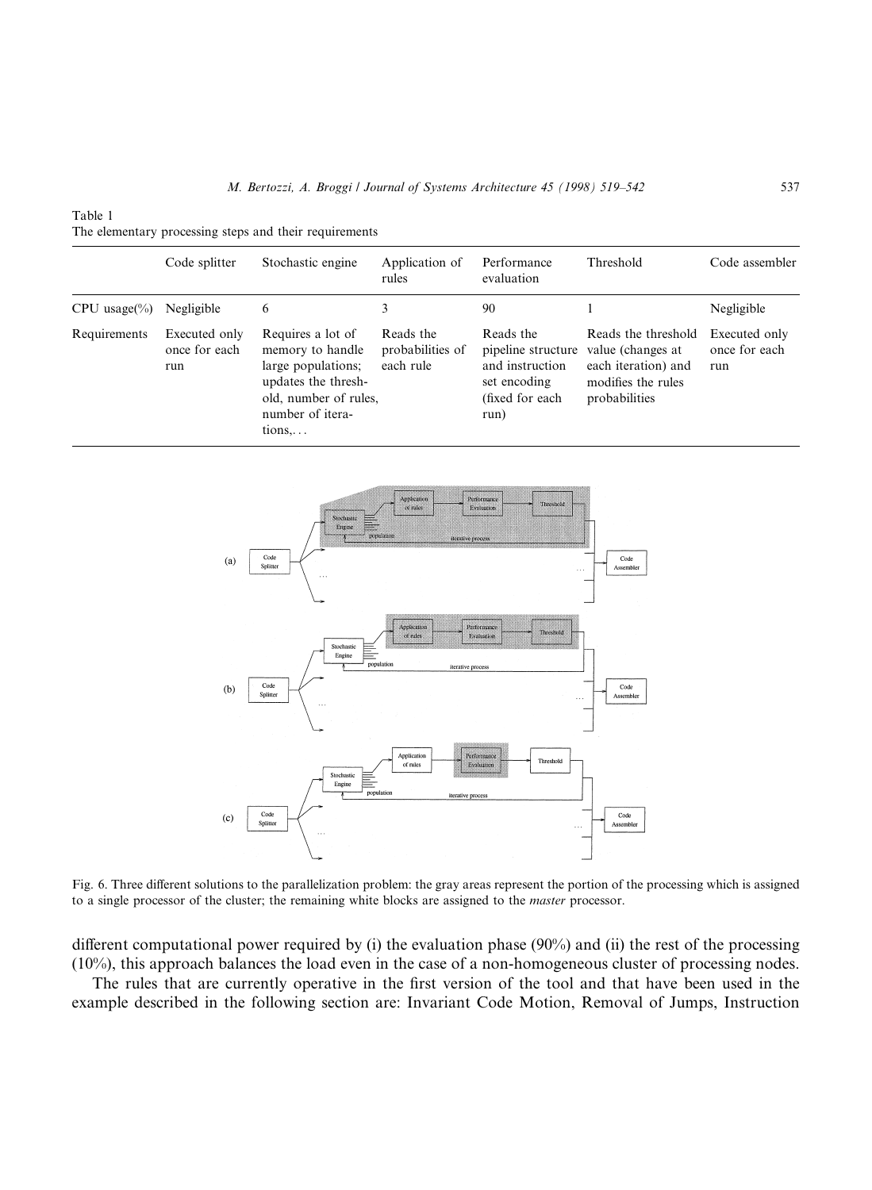Table 1
The elementary processing steps and their requirements

| | Code splitter | Stochastic engine | Application of rules | Performance evaluation | Threshold | Code assembler |
|---|---|---|---|---|---|---|
| CPU usage(%) | Negligible | 6 | 3 | 90 | 1 | Negligible |
| Requirements | Executed only once for each run | Requires a lot of memory to handle large populations; updates the threshold, number of rules, number of iterations,... | Reads the probabilities of each rule | Reads the pipeline structure and instruction set encoding (fixed for each run) | Reads the threshold value (changes at each iteration) and modifies the rules probabilities | Executed only once for each run |

Fig. 6. Three different solutions to the parallelization problem: the gray areas represent the portion of the processing which is assigned to a single processor of the cluster; the remaining white blocks are assigned to the *master* processor.

different computational power required by (i) the evaluation phase (90%) and (ii) the rest of the processing (10%), this approach balances the load even in the case of a non-homogeneous cluster of processing nodes.

The rules that are currently operative in the first version of the tool and that have been used in the example described in the following section are: Invariant Code Motion, Removal of Jumps, Instruction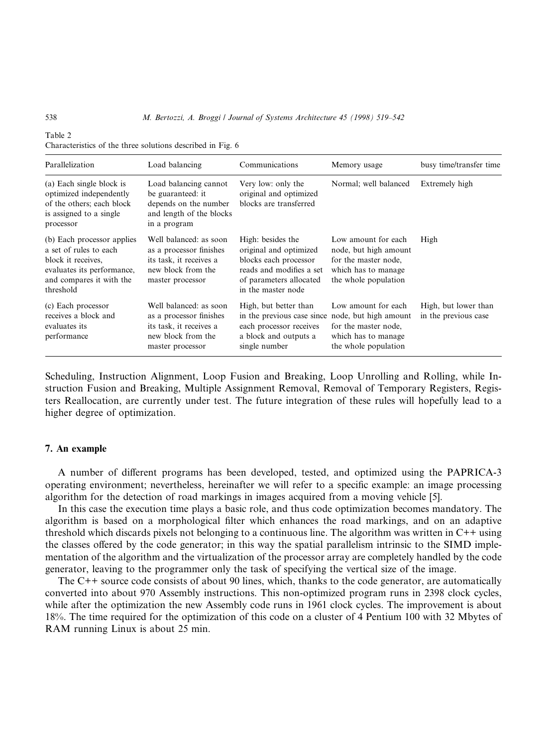Table 2
Characteristics of the three solutions described in Fig. 6

| Parallelization | Load balancing | Communications | Memory usage | busy time/transfer time |
|---|---|---|---|---|
| (a) Each single block is optimized independently of the others; each block is assigned to a single processor | Load balancing cannot be guaranteed: it depends on the number and length of the blocks in a program | Very low: only the original and optimized blocks are transferred | Normal; well balanced | Extremely high |
| (b) Each processor applies a set of rules to each block it receives, evaluates its performance, and compares it with the threshold | Well balanced: as soon as a processor finishes its task, it receives a new block from the master processor | High: besides the original and optimized blocks each processor reads and modifies a set of parameters allocated in the master node | Low amount for each node, but high amount for the master node, which has to manage the whole population | High |
| (c) Each processor receives a block and evaluates its performance | Well balanced: as soon as a processor finishes its task, it receives a new block from the master processor | High, but better than in the previous case since each processor receives a block and outputs a single number | Low amount for each node, but high amount for the master node, which has to manage the whole population | High, but lower than in the previous case |

Scheduling, Instruction Alignment, Loop Fusion and Breaking, Loop Unrolling and Rolling, while Instruction Fusion and Breaking, Multiple Assignment Removal, Removal of Temporary Registers, Registers Reallocation, are currently under test. The future integration of these rules will hopefully lead to a higher degree of optimization.

## 7. An example

A number of different programs has been developed, tested, and optimized using the PAPRICA-3 operating environment; nevertheless, hereinafter we will refer to a specific example: an image processing algorithm for the detection of road markings in images acquired from a moving vehicle [5].

In this case the execution time plays a basic role, and thus code optimization becomes mandatory. The algorithm is based on a morphological filter which enhances the road markings, and on an adaptive threshold which discards pixels not belonging to a continuous line. The algorithm was written in C++ using the classes offered by the code generator; in this way the spatial parallelism intrinsic to the SIMD implementation of the algorithm and the virtualization of the processor array are completely handled by the code generator, leaving to the programmer only the task of specifying the vertical size of the image.

The C++ source code consists of about 90 lines, which, thanks to the code generator, are automatically converted into about 970 Assembly instructions. This non-optimized program runs in 2398 clock cycles, while after the optimization the new Assembly code runs in 1961 clock cycles. The improvement is about 18%. The time required for the optimization of this code on a cluster of 4 Pentium 100 with 32 Mbytes of RAM running Linux is about 25 min.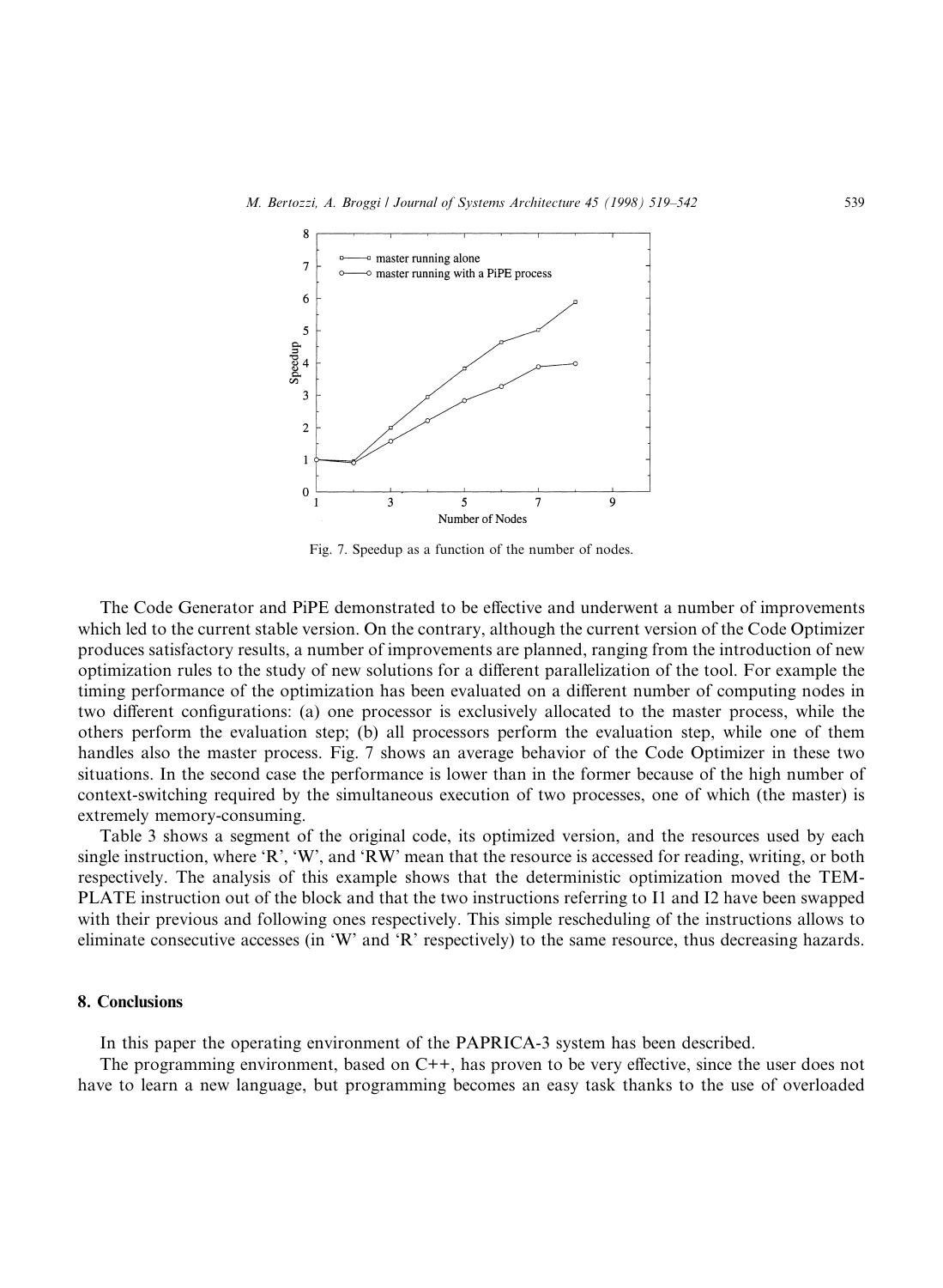Fig. 7. Speedup as a function of the number of nodes.

The Code Generator and PiPE demonstrated to be effective and underwent a number of improvements which led to the current stable version. On the contrary, although the current version of the Code Optimizer produces satisfactory results, a number of improvements are planned, ranging from the introduction of new optimization rules to the study of new solutions for a different parallelization of the tool. For example the timing performance of the optimization has been evaluated on a different number of computing nodes in two different configurations: (a) one processor is exclusively allocated to the master process, while the others perform the evaluation step; (b) all processors perform the evaluation step, while one of them handles also the master process. Fig. 7 shows an average behavior of the Code Optimizer in these two situations. In the second case the performance is lower than in the former because of the high number of context-switching required by the simultaneous execution of two processes, one of which (the master) is extremely memory-consuming.

Table 3 shows a segment of the original code, its optimized version, and the resources used by each single instruction, where 'R', 'W', and 'RW' mean that the resource is accessed for reading, writing, or both respectively. The analysis of this example shows that the deterministic optimization moved the TEMPLATE instruction out of the block and that the two instructions referring to I1 and I2 have been swapped with their previous and following ones respectively. This simple rescheduling of the instructions allows to eliminate consecutive accesses (in 'W' and 'R' respectively) to the same resource, thus decreasing hazards.

## 8. Conclusions

In this paper the operating environment of the PAPRICA-3 system has been described.

The programming environment, based on C++, has proven to be very effective, since the user does not have to learn a new language, but programming becomes an easy task thanks to the use of overloaded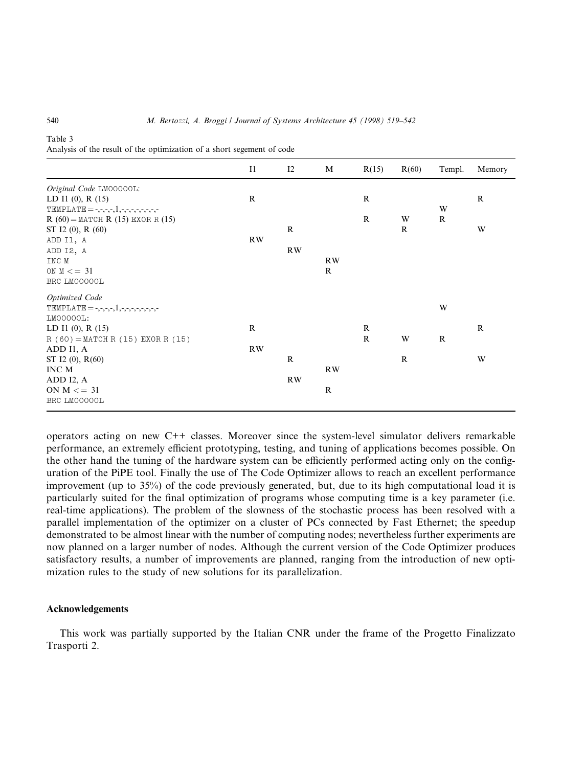Table 3
Analysis of the result of the optimization of a short segement of code

| | I1 | I2 | M | R(15) | R(60) | Templ. | Memory |
|---|---|---|---|---|---|---|---|
| *Original Code* LMOOOOOL: | | | | | | | |
| LD I1 (0), R (15) | R | | | R | | | R |
| TEMPLATE = -,-,-,-,1,-,-,-,-,-,-,- | | | | | | W | |
| R (60) = MATCH R (15) EXOR R (15) | | | | R | W | R | |
| ST I2 (0), R (60) | | R | | | R | | W |
| ADD I1, A | RW | | | | | | |
| ADD I2, A | | RW | | | | | |
| INC M | | | RW | | | | |
| ON M <= 31 | | | R | | | | |
| BRC LMOOOOOL | | | | | | | |
| *Optimized Code* | | | | | | | |
| TEMPLATE = -,-,-,-,1,-,-,-,-,-,-,- | | | | | | W | |
| LMOOOOOL: | | | | | | | |
| LD I1 (0), R (15) | R | | | R | | | R |
| R (60) = MATCH R (15) EXOR R (15) | | | | R | W | R | |
| ADD I1, A | RW | | | | | | |
| ST I2 (0), R(60) | | R | | | R | | W |
| INC M | | | RW | | | | |
| ADD I2, A | | RW | | | | | |
| ON M <= 31 | | | R | | | | |
| BRC LMOOOOOL | | | | | | | |

operators acting on new C++ classes. Moreover since the system-level simulator delivers remarkable performance, an extremely efficient prototyping, testing, and tuning of applications becomes possible. On the other hand the tuning of the hardware system can be efficiently performed acting only on the configuration of the PiPE tool. Finally the use of The Code Optimizer allows to reach an excellent performance improvement (up to 35%) of the code previously generated, but, due to its high computational load it is particularly suited for the final optimization of programs whose computing time is a key parameter (i.e. real-time applications). The problem of the slowness of the stochastic process has been resolved with a parallel implementation of the optimizer on a cluster of PCs connected by Fast Ethernet; the speedup demonstrated to be almost linear with the number of computing nodes; nevertheless further experiments are now planned on a larger number of nodes. Although the current version of the Code Optimizer produces satisfactory results, a number of improvements are planned, ranging from the introduction of new optimization rules to the study of new solutions for its parallelization.

## Acknowledgements

This work was partially supported by the Italian CNR under the frame of the Progetto Finalizzato Trasporti 2.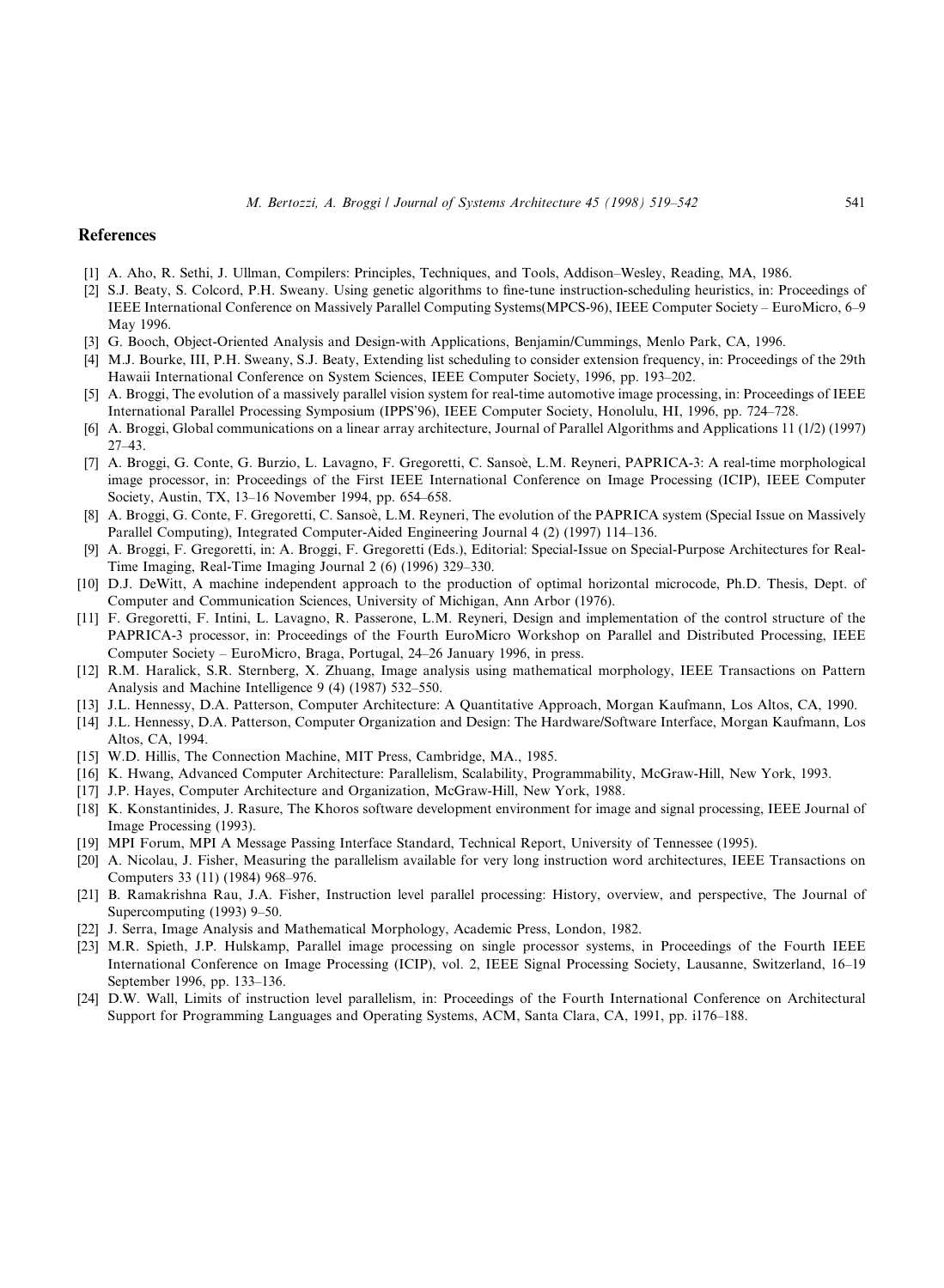## References

[1] A. Aho, R. Sethi, J. Ullman, Compilers: Principles, Techniques, and Tools, Addison–Wesley, Reading, MA, 1986.

[2] S.J. Beaty, S. Colcord, P.H. Sweany. Using genetic algorithms to fine-tune instruction-scheduling heuristics, in: Proceedings of IEEE International Conference on Massively Parallel Computing Systems(MPCS-96), IEEE Computer Society – EuroMicro, 6–9 May 1996.

[3] G. Booch, Object-Oriented Analysis and Design-with Applications, Benjamin/Cummings, Menlo Park, CA, 1996.

[4] M.J. Bourke, III, P.H. Sweany, S.J. Beaty, Extending list scheduling to consider extension frequency, in: Proceedings of the 29th Hawaii International Conference on System Sciences, IEEE Computer Society, 1996, pp. 193–202.

[5] A. Broggi, The evolution of a massively parallel vision system for real-time automotive image processing, in: Proceedings of IEEE International Parallel Processing Symposium (IPPS'96), IEEE Computer Society, Honolulu, HI, 1996, pp. 724–728.

[6] A. Broggi, Global communications on a linear array architecture, Journal of Parallel Algorithms and Applications 11 (1/2) (1997) 27–43.

[7] A. Broggi, G. Conte, G. Burzio, L. Lavagno, F. Gregoretti, C. Sansoè, L.M. Reyneri, PAPRICA-3: A real-time morphological image processor, in: Proceedings of the First IEEE International Conference on Image Processing (ICIP), IEEE Computer Society, Austin, TX, 13–16 November 1994, pp. 654–658.

[8] A. Broggi, G. Conte, F. Gregoretti, C. Sansoè, L.M. Reyneri, The evolution of the PAPRICA system (Special Issue on Massively Parallel Computing), Integrated Computer-Aided Engineering Journal 4 (2) (1997) 114–136.

[9] A. Broggi, F. Gregoretti, in: A. Broggi, F. Gregoretti (Eds.), Editorial: Special-Issue on Special-Purpose Architectures for Real-Time Imaging, Real-Time Imaging Journal 2 (6) (1996) 329–330.

[10] D.J. DeWitt, A machine independent approach to the production of optimal horizontal microcode, Ph.D. Thesis, Dept. of Computer and Communication Sciences, University of Michigan, Ann Arbor (1976).

[11] F. Gregoretti, F. Intini, L. Lavagno, R. Passerone, L.M. Reyneri, Design and implementation of the control structure of the PAPRICA-3 processor, in: Proceedings of the Fourth EuroMicro Workshop on Parallel and Distributed Processing, IEEE Computer Society – EuroMicro, Braga, Portugal, 24–26 January 1996, in press.

[12] R.M. Haralick, S.R. Sternberg, X. Zhuang, Image analysis using mathematical morphology, IEEE Transactions on Pattern Analysis and Machine Intelligence 9 (4) (1987) 532–550.

[13] J.L. Hennessy, D.A. Patterson, Computer Architecture: A Quantitative Approach, Morgan Kaufmann, Los Altos, CA, 1990.

[14] J.L. Hennessy, D.A. Patterson, Computer Organization and Design: The Hardware/Software Interface, Morgan Kaufmann, Los Altos, CA, 1994.

[15] W.D. Hillis, The Connection Machine, MIT Press, Cambridge, MA., 1985.

[16] K. Hwang, Advanced Computer Architecture: Parallelism, Scalability, Programmability, McGraw-Hill, New York, 1993.

[17] J.P. Hayes, Computer Architecture and Organization, McGraw-Hill, New York, 1988.

[18] K. Konstantinides, J. Rasure, The Khoros software development environment for image and signal processing, IEEE Journal of Image Processing (1993).

[19] MPI Forum, MPI A Message Passing Interface Standard, Technical Report, University of Tennessee (1995).

[20] A. Nicolau, J. Fisher, Measuring the parallelism available for very long instruction word architectures, IEEE Transactions on Computers 33 (11) (1984) 968–976.

[21] B. Ramakrishna Rau, J.A. Fisher, Instruction level parallel processing: History, overview, and perspective, The Journal of Supercomputing (1993) 9–50.

[22] J. Serra, Image Analysis and Mathematical Morphology, Academic Press, London, 1982.

[23] M.R. Spieth, J.P. Hulskamp, Parallel image processing on single processor systems, in Proceedings of the Fourth IEEE International Conference on Image Processing (ICIP), vol. 2, IEEE Signal Processing Society, Lausanne, Switzerland, 16–19 September 1996, pp. 133–136.

[24] D.W. Wall, Limits of instruction level parallelism, in: Proceedings of the Fourth International Conference on Architectural Support for Programming Languages and Operating Systems, ACM, Santa Clara, CA, 1991, pp. i176–188.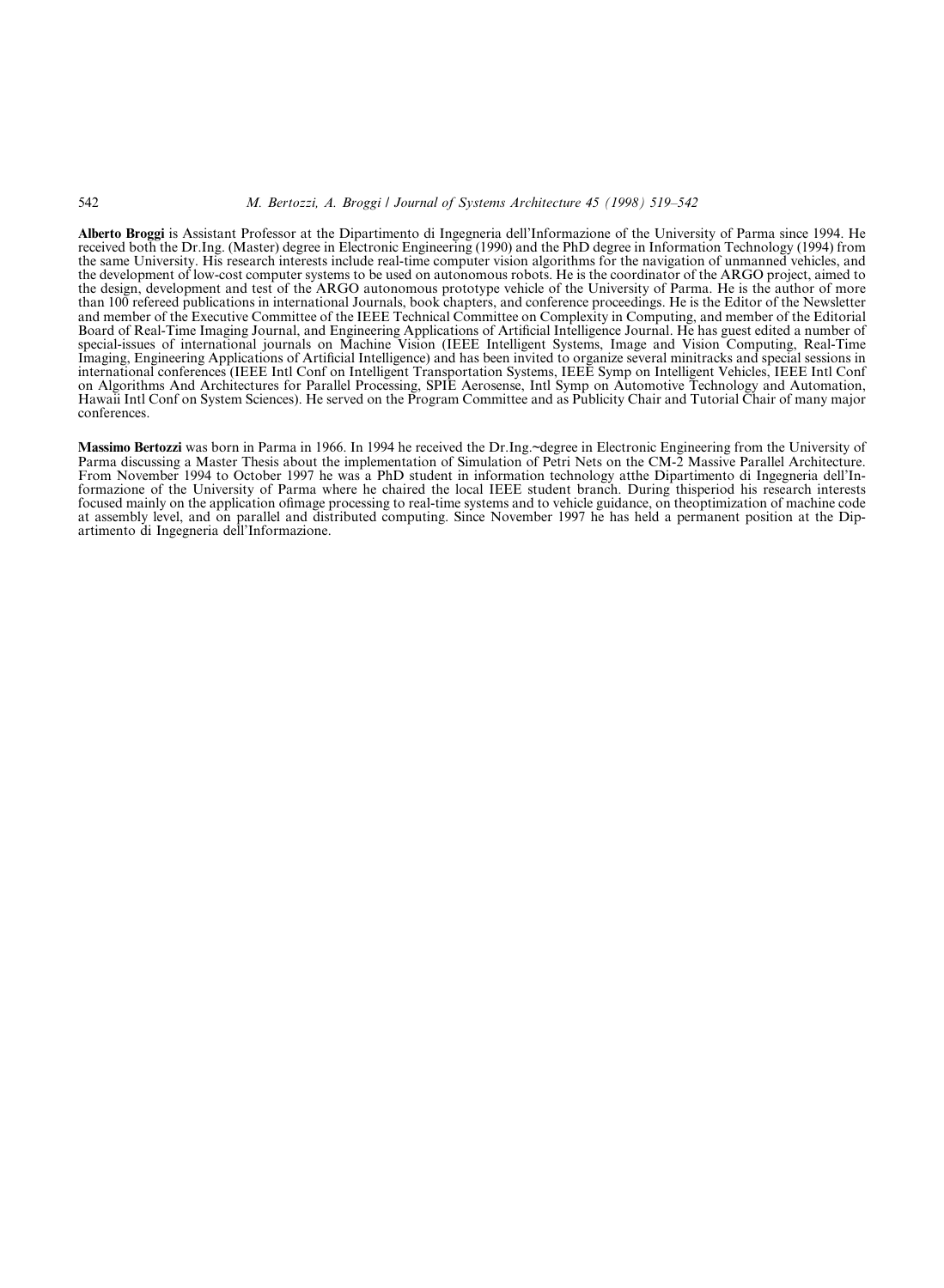**Alberto Broggi** is Assistant Professor at the Dipartimento di Ingegneria dell'Informazione of the University of Parma since 1994. He received both the Dr.Ing. (Master) degree in Electronic Engineering (1990) and the PhD degree in Information Technology (1994) from the same University. His research interests include real-time computer vision algorithms for the navigation of unmanned vehicles, and the development of low-cost computer systems to be used on autonomous robots. He is the coordinator of the ARGO project, aimed to the design, development and test of the ARGO autonomous prototype vehicle of the University of Parma. He is the author of more than 100 refereed publications in international Journals, book chapters, and conference proceedings. He is the Editor of the Newsletter and member of the Executive Committee of the IEEE Technical Committee on Complexity in Computing, and member of the Editorial Board of Real-Time Imaging Journal, and Engineering Applications of Artificial Intelligence Journal. He has guest edited a number of special-issues of international journals on Machine Vision (IEEE Intelligent Systems, Image and Vision Computing, Real-Time Imaging, Engineering Applications of Artificial Intelligence) and has been invited to organize several minitracks and special sessions in international conferences (IEEE Intl Conf on Intelligent Transportation Systems, IEEE Symp on Intelligent Vehicles, IEEE Intl Conf on Algorithms And Architectures for Parallel Processing, SPIE Aerosense, Intl Symp on Automotive Technology and Automation, Hawaii Intl Conf on System Sciences). He served on the Program Committee and as Publicity Chair and Tutorial Chair of many major conferences.

**Massimo Bertozzi** was born in Parma in 1966. In 1994 he received the Dr.Ing.~degree in Electronic Engineering from the University of Parma discussing a Master Thesis about the implementation of Simulation of Petri Nets on the CM-2 Massive Parallel Architecture. From November 1994 to October 1997 he was a PhD student in information technology atthe Dipartimento di Ingegneria dell'Informazione of the University of Parma where he chaired the local IEEE student branch. During thisperiod his research interests focused mainly on the application ofimage processing to real-time systems and to vehicle guidance, on theoptimization of machine code at assembly level, and on parallel and distributed computing. Since November 1997 he has held a permanent position at the Dipartimento di Ingegneria dell'Informazione.